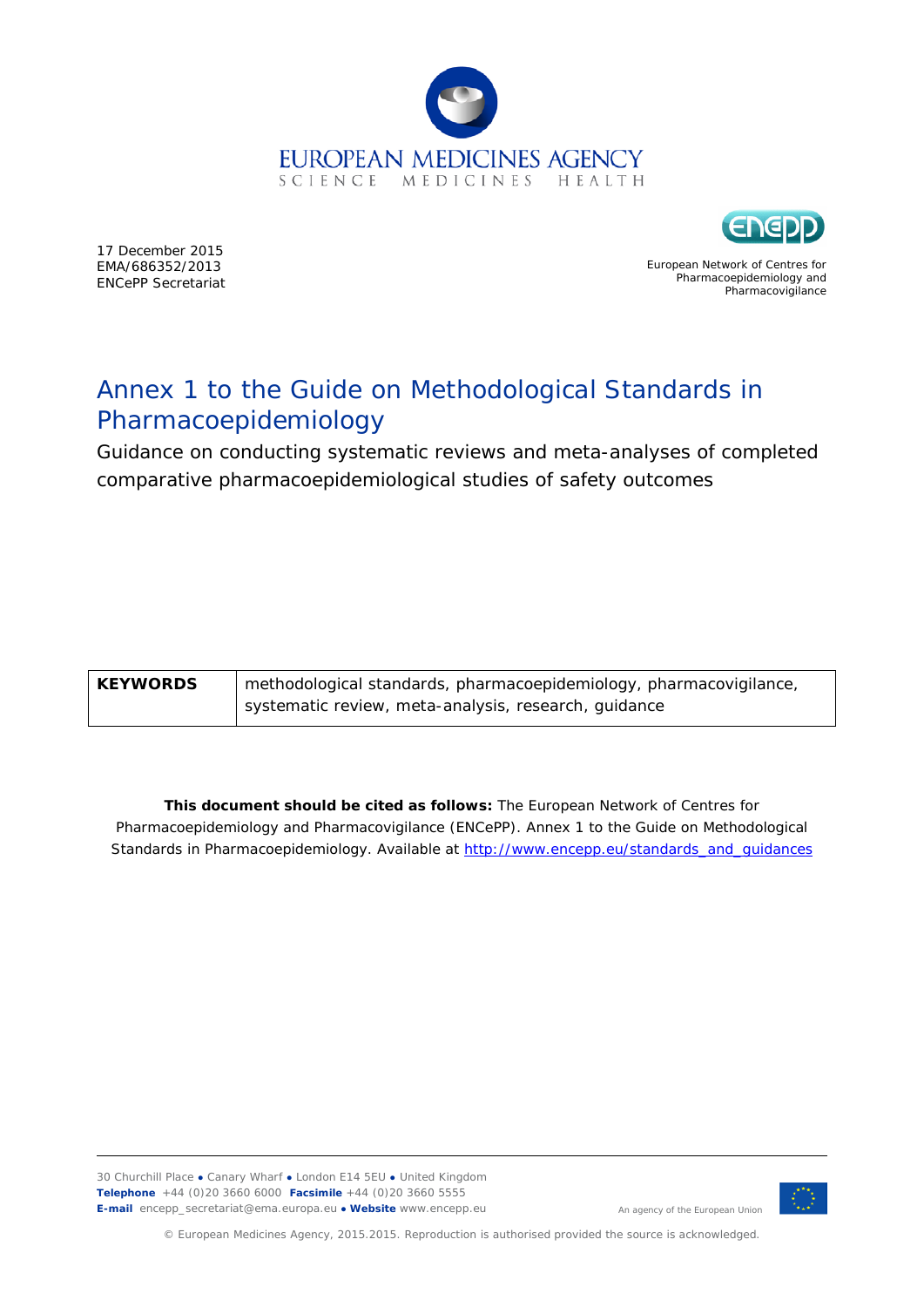EUROPEAN MEDICINES AGENCY
SCIENCE MEDICINES HEALTH

17 December 2015
EMA/686352/2013
ENCePP Secretariat

European Network of Centres for Pharmacoepidemiology and Pharmacovigilance

# Annex 1 to the Guide on Methodological Standards in Pharmacoepidemiology

Guidance on conducting systematic reviews and meta-analyses of completed comparative pharmacoepidemiological studies of safety outcomes

| **KEYWORDS** | methodological standards, pharmacoepidemiology, pharmacovigilance, systematic review, meta-analysis, research, guidance |
| --- | --- |

**This document should be cited as follows:** The European Network of Centres for Pharmacoepidemiology and Pharmacovigilance (ENCePP). Annex 1 to the Guide on Methodological Standards in Pharmacoepidemiology. Available at http://www.encepp.eu/standards_and_guidances

30 Churchill Place ● Canary Wharf ● London E14 5EU ● United Kingdom
**Telephone** +44 (0)20 3660 6000 **Facsimile** +44 (0)20 3660 5555
**E-mail** encepp_secretariat@ema.europa.eu ● **Website** www.encepp.eu

An agency of the European Union

© European Medicines Agency, 2015.2015. Reproduction is authorised provided the source is acknowledged.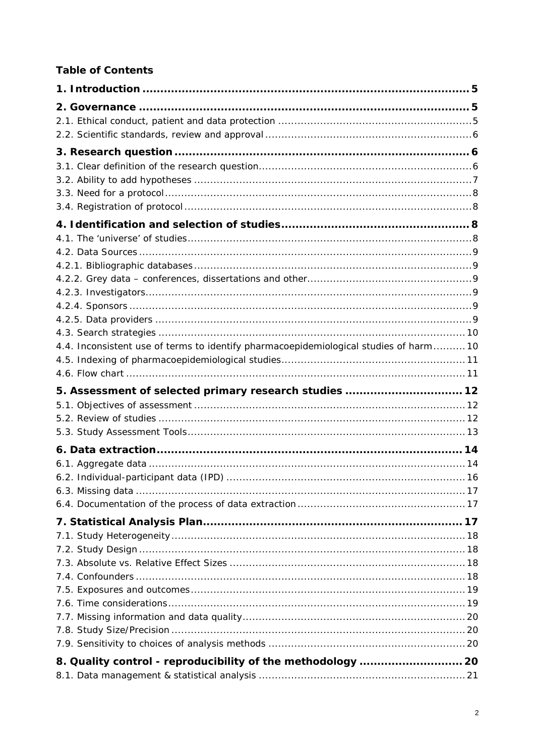## Table of Contents

**1. Introduction .......... 5**

**2. Governance .......... 5**

2.1. Ethical conduct, patient and data protection .......... 5

2.2. Scientific standards, review and approval .......... 6

**3. Research question .......... 6**

3.1. Clear definition of the research question .......... 6

3.2. Ability to add hypotheses .......... 7

3.3. Need for a protocol .......... 8

3.4. Registration of protocol .......... 8

**4. Identification and selection of studies .......... 8**

4.1. The 'universe' of studies .......... 8

4.2. Data Sources .......... 9

4.2.1. Bibliographic databases .......... 9

4.2.2. Grey data – conferences, dissertations and other .......... 9

4.2.3. Investigators .......... 9

4.2.4. Sponsors .......... 9

4.2.5. Data providers .......... 9

4.3. Search strategies .......... 10

4.4. Inconsistent use of terms to identify pharmacoepidemiological studies of harm .......... 10

4.5. Indexing of pharmacoepidemiological studies .......... 11

4.6. Flow chart .......... 11

**5. Assessment of selected primary research studies .......... 12**

5.1. Objectives of assessment .......... 12

5.2. Review of studies .......... 12

5.3. Study Assessment Tools .......... 13

**6. Data extraction .......... 14**

6.1. Aggregate data .......... 14

6.2. Individual-participant data (IPD) .......... 16

6.3. Missing data .......... 17

6.4. Documentation of the process of data extraction .......... 17

**7. Statistical Analysis Plan .......... 17**

7.1. Study Heterogeneity .......... 18

7.2. Study Design .......... 18

7.3. Absolute vs. Relative Effect Sizes .......... 18

7.4. Confounders .......... 18

7.5. Exposures and outcomes .......... 19

7.6. Time considerations .......... 19

7.7. Missing information and data quality .......... 20

7.8. Study Size/Precision .......... 20

7.9. Sensitivity to choices of analysis methods .......... 20

**8. Quality control - reproducibility of the methodology .......... 20**

8.1. Data management & statistical analysis .......... 21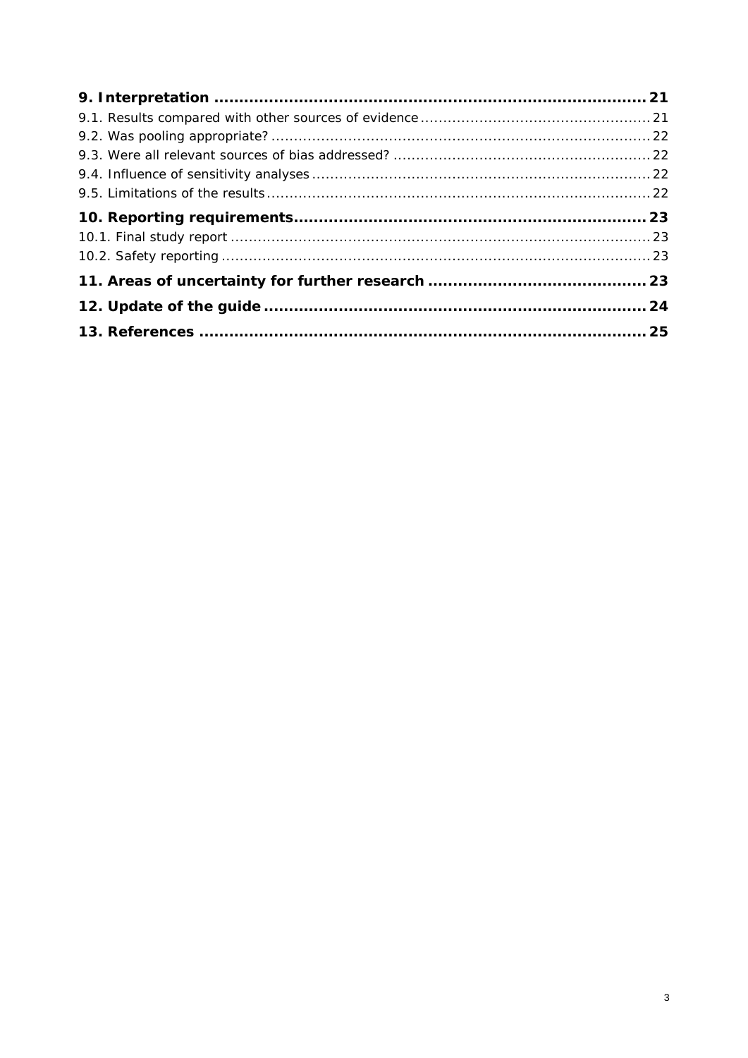**9. Interpretation** ..................................................................................... 21

9.1. Results compared with other sources of evidence ................................................. 21

9.2. Was pooling appropriate? ..................................................................................... 22

9.3. Were all relevant sources of bias addressed? ........................................................ 22

9.4. Influence of sensitivity analyses ........................................................................... 22

9.5. Limitations of the results ...................................................................................... 22

**10. Reporting requirements** ..................................................................... 23

10.1. Final study report ............................................................................................. 23

10.2. Safety reporting ................................................................................................ 23

**11. Areas of uncertainty for further research** .......................................... 23

**12. Update of the guide** ........................................................................... 24

**13. References** ........................................................................................ 25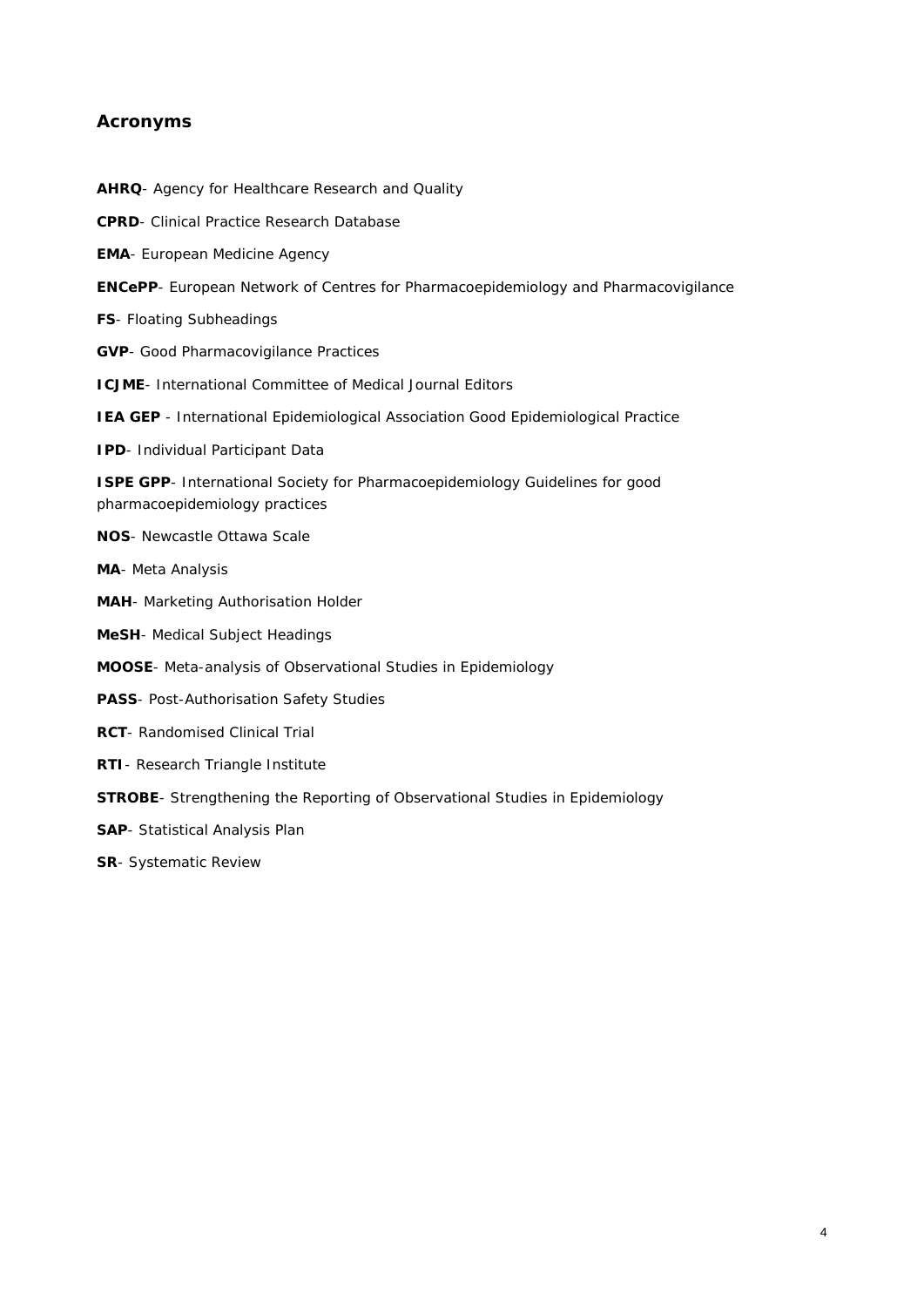## Acronyms

**AHRQ**- Agency for Healthcare Research and Quality

**CPRD**- Clinical Practice Research Database

**EMA**- European Medicine Agency

**ENCePP**- European Network of Centres for Pharmacoepidemiology and Pharmacovigilance

**FS**- Floating Subheadings

**GVP**- Good Pharmacovigilance Practices

**ICJME**- International Committee of Medical Journal Editors

**IEA GEP** - International Epidemiological Association Good Epidemiological Practice

**IPD**- Individual Participant Data

**ISPE GPP**- International Society for Pharmacoepidemiology Guidelines for good pharmacoepidemiology practices

**NOS**- Newcastle Ottawa Scale

**MA**- Meta Analysis

**MAH**- Marketing Authorisation Holder

**MeSH**- Medical Subject Headings

**MOOSE**- Meta-analysis of Observational Studies in Epidemiology

**PASS**- Post-Authorisation Safety Studies

**RCT**- Randomised Clinical Trial

**RTI**- Research Triangle Institute

**STROBE**- Strengthening the Reporting of Observational Studies in Epidemiology

**SAP**- Statistical Analysis Plan

**SR**- Systematic Review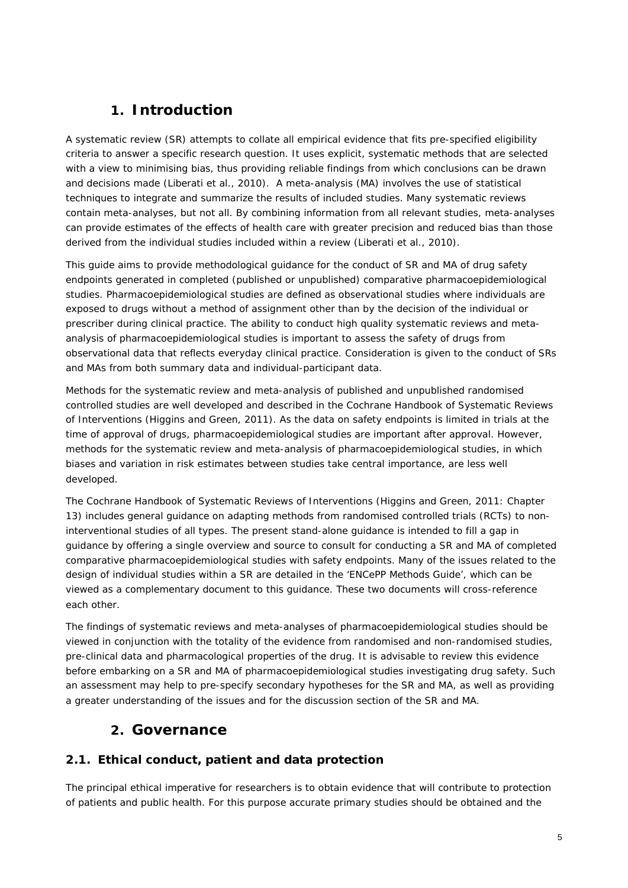# 1. Introduction

A systematic review (SR) attempts to collate all empirical evidence that fits pre-specified eligibility criteria to answer a specific research question. It uses explicit, systematic methods that are selected with a view to minimising bias, thus providing reliable findings from which conclusions can be drawn and decisions made (Liberati et al., 2010). A meta-analysis (MA) involves the use of statistical techniques to integrate and summarize the results of included studies. Many systematic reviews contain meta-analyses, but not all. By combining information from all relevant studies, meta-analyses can provide estimates of the effects of health care with greater precision and reduced bias than those derived from the individual studies included within a review (Liberati et al., 2010).

This guide aims to provide methodological guidance for the conduct of SR and MA of drug safety endpoints generated in completed (published or unpublished) comparative pharmacoepidemiological studies. Pharmacoepidemiological studies are defined as observational studies where individuals are exposed to drugs without a method of assignment other than by the decision of the individual or prescriber during clinical practice. The ability to conduct high quality systematic reviews and meta-analysis of pharmacoepidemiological studies is important to assess the safety of drugs from observational data that reflects everyday clinical practice. Consideration is given to the conduct of SRs and MAs from both summary data and individual-participant data.

Methods for the systematic review and meta-analysis of published and unpublished randomised controlled studies are well developed and described in the Cochrane Handbook of Systematic Reviews of Interventions (Higgins and Green, 2011). As the data on safety endpoints is limited in trials at the time of approval of drugs, pharmacoepidemiological studies are important after approval. However, methods for the systematic review and meta-analysis of pharmacoepidemiological studies, in which biases and variation in risk estimates between studies take central importance, are less well developed.

The Cochrane Handbook of Systematic Reviews of Interventions (Higgins and Green, 2011: Chapter 13) includes general guidance on adapting methods from randomised controlled trials (RCTs) to non-interventional studies of all types. The present stand-alone guidance is intended to fill a gap in guidance by offering a single overview and source to consult for conducting a SR and MA of completed comparative pharmacoepidemiological studies with safety endpoints. Many of the issues related to the design of individual studies within a SR are detailed in the 'ENCePP Methods Guide', which can be viewed as a complementary document to this guidance. These two documents will cross-reference each other.

The findings of systematic reviews and meta-analyses of pharmacoepidemiological studies should be viewed in conjunction with the totality of the evidence from randomised and non-randomised studies, pre-clinical data and pharmacological properties of the drug. It is advisable to review this evidence before embarking on a SR and MA of pharmacoepidemiological studies investigating drug safety. Such an assessment may help to pre-specify secondary hypotheses for the SR and MA, as well as providing a greater understanding of the issues and for the discussion section of the SR and MA.

# 2. Governance

## 2.1. Ethical conduct, patient and data protection

The principal ethical imperative for researchers is to obtain evidence that will contribute to protection of patients and public health. For this purpose accurate primary studies should be obtained and the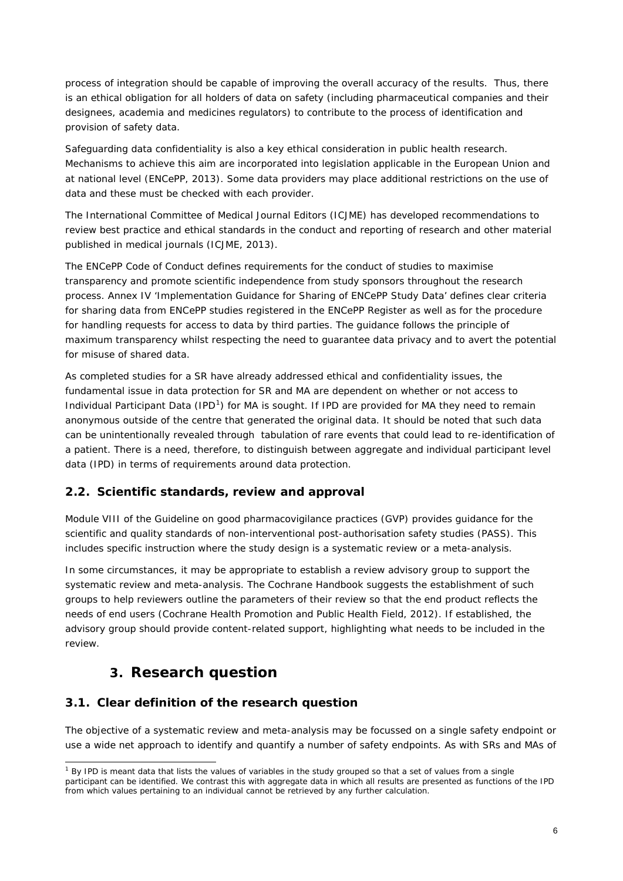process of integration should be capable of improving the overall accuracy of the results. Thus, there is an ethical obligation for all holders of data on safety (including pharmaceutical companies and their designees, academia and medicines regulators) to contribute to the process of identification and provision of safety data.

Safeguarding data confidentiality is also a key ethical consideration in public health research. Mechanisms to achieve this aim are incorporated into legislation applicable in the European Union and at national level (ENCePP, 2013). Some data providers may place additional restrictions on the use of data and these must be checked with each provider.

The International Committee of Medical Journal Editors (ICJME) has developed recommendations to review best practice and ethical standards in the conduct and reporting of research and other material published in medical journals (ICJME, 2013).

The ENCePP Code of Conduct defines requirements for the conduct of studies to maximise transparency and promote scientific independence from study sponsors throughout the research process. Annex IV 'Implementation Guidance for Sharing of ENCePP Study Data' defines clear criteria for sharing data from ENCePP studies registered in the ENCePP Register as well as for the procedure for handling requests for access to data by third parties. The guidance follows the principle of maximum transparency whilst respecting the need to guarantee data privacy and to avert the potential for misuse of shared data.

As completed studies for a SR have already addressed ethical and confidentiality issues, the fundamental issue in data protection for SR and MA are dependent on whether or not access to Individual Participant Data (IPD[1]) for MA is sought. If IPD are provided for MA they need to remain anonymous outside of the centre that generated the original data. It should be noted that such data can be unintentionally revealed through tabulation of rare events that could lead to re-identification of a patient. There is a need, therefore, to distinguish between aggregate and individual participant level data (IPD) in terms of requirements around data protection.

## 2.2. Scientific standards, review and approval

Module VIII of the Guideline on good pharmacovigilance practices (GVP) provides guidance for the scientific and quality standards of non-interventional post-authorisation safety studies (PASS). This includes specific instruction where the study design is a systematic review or a meta-analysis.

In some circumstances, it may be appropriate to establish a review advisory group to support the systematic review and meta-analysis. The Cochrane Handbook suggests the establishment of such groups to help reviewers outline the parameters of their review so that the end product reflects the needs of end users (Cochrane Health Promotion and Public Health Field, 2012). If established, the advisory group should provide content-related support, highlighting what needs to be included in the review.

# 3. Research question

## 3.1. Clear definition of the research question

The objective of a systematic review and meta-analysis may be focussed on a single safety endpoint or use a wide net approach to identify and quantify a number of safety endpoints. As with SRs and MAs of

[1] By IPD is meant data that lists the values of variables in the study grouped so that a set of values from a single participant can be identified. We contrast this with aggregate data in which all results are presented as functions of the IPD from which values pertaining to an individual cannot be retrieved by any further calculation.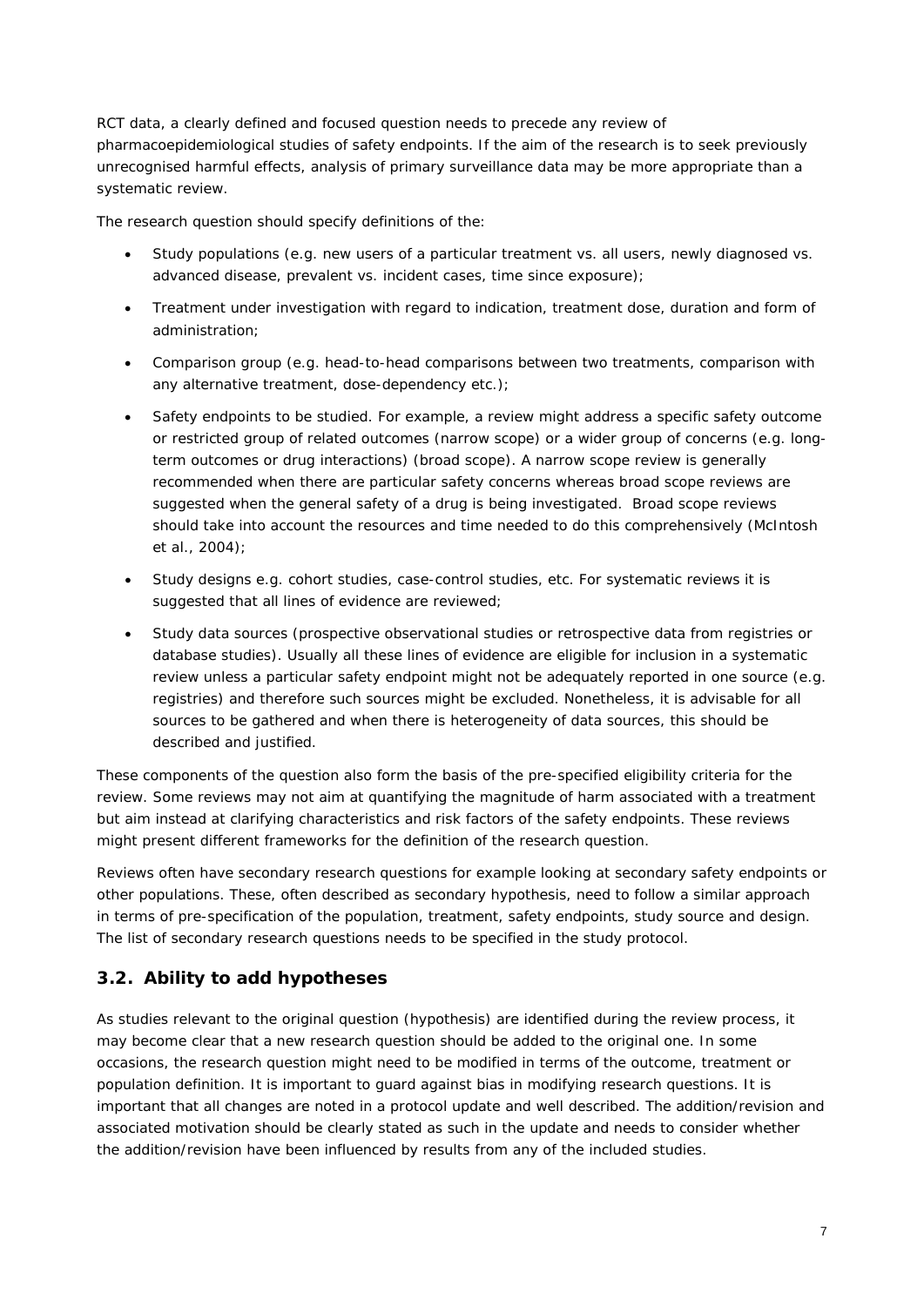RCT data, a clearly defined and focused question needs to precede any review of pharmacoepidemiological studies of safety endpoints. If the aim of the research is to seek previously unrecognised harmful effects, analysis of primary surveillance data may be more appropriate than a systematic review.

The research question should specify definitions of the:

- Study populations (e.g. new users of a particular treatment vs. all users, newly diagnosed vs. advanced disease, prevalent vs. incident cases, time since exposure);
- Treatment under investigation with regard to indication, treatment dose, duration and form of administration;
- Comparison group (e.g. head-to-head comparisons between two treatments, comparison with any alternative treatment, dose-dependency etc.);
- Safety endpoints to be studied. For example, a review might address a specific safety outcome or restricted group of related outcomes (narrow scope) or a wider group of concerns (e.g. long-term outcomes or drug interactions) (broad scope). A narrow scope review is generally recommended when there are particular safety concerns whereas broad scope reviews are suggested when the general safety of a drug is being investigated. Broad scope reviews should take into account the resources and time needed to do this comprehensively (McIntosh et al., 2004);
- Study designs e.g. cohort studies, case-control studies, etc. For systematic reviews it is suggested that all lines of evidence are reviewed;
- Study data sources (prospective observational studies or retrospective data from registries or database studies). Usually all these lines of evidence are eligible for inclusion in a systematic review unless a particular safety endpoint might not be adequately reported in one source (e.g. registries) and therefore such sources might be excluded. Nonetheless, it is advisable for all sources to be gathered and when there is heterogeneity of data sources, this should be described and justified.

These components of the question also form the basis of the pre-specified eligibility criteria for the review. Some reviews may not aim at quantifying the magnitude of harm associated with a treatment but aim instead at clarifying characteristics and risk factors of the safety endpoints. These reviews might present different frameworks for the definition of the research question.

Reviews often have secondary research questions for example looking at secondary safety endpoints or other populations. These, often described as secondary hypothesis, need to follow a similar approach in terms of pre-specification of the population, treatment, safety endpoints, study source and design. The list of secondary research questions needs to be specified in the study protocol.

## 3.2. Ability to add hypotheses

As studies relevant to the original question (hypothesis) are identified during the review process, it may become clear that a new research question should be added to the original one. In some occasions, the research question might need to be modified in terms of the outcome, treatment or population definition. It is important to guard against bias in modifying research questions. It is important that all changes are noted in a protocol update and well described. The addition/revision and associated motivation should be clearly stated as such in the update and needs to consider whether the addition/revision have been influenced by results from any of the included studies.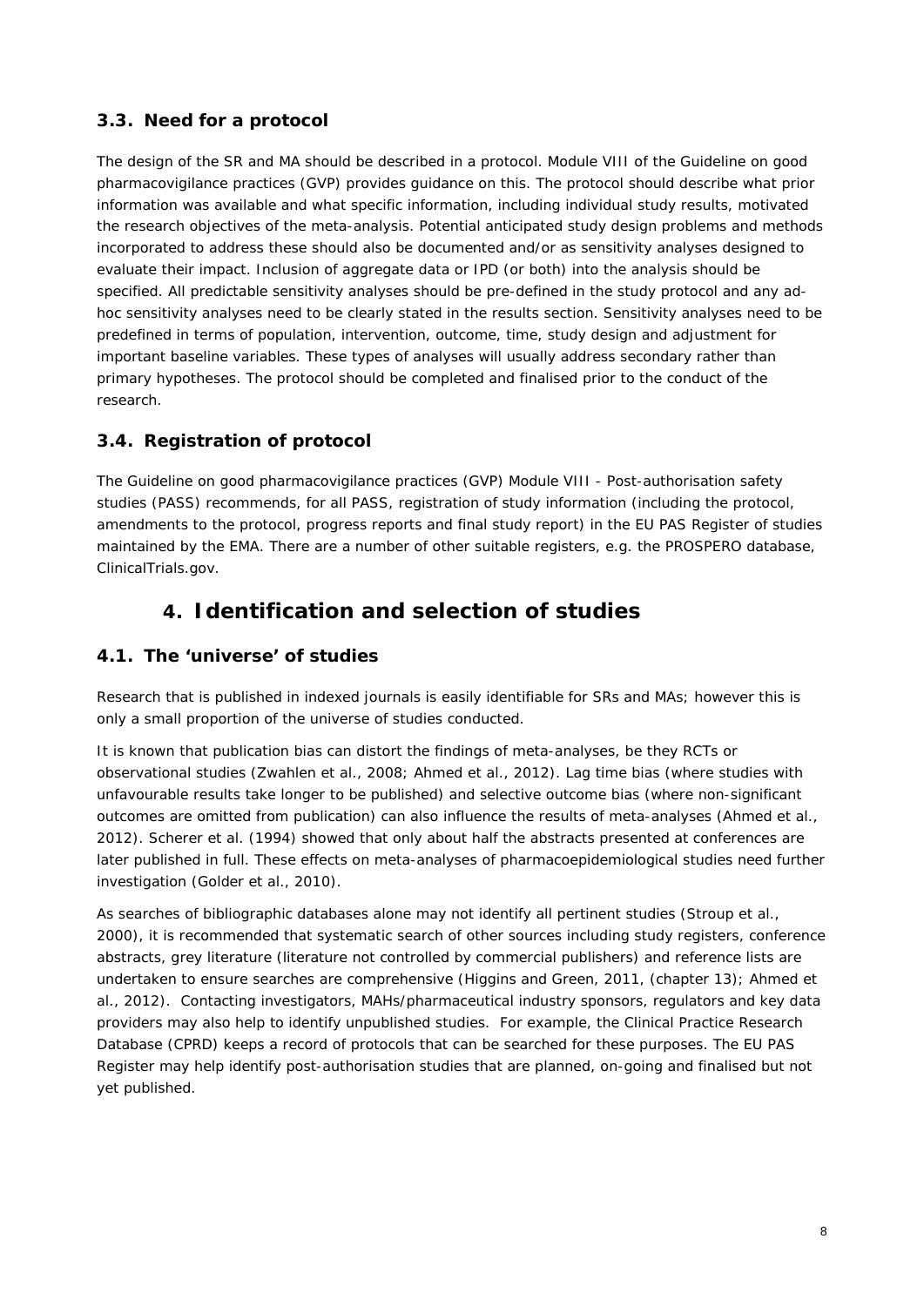### 3.3. Need for a protocol

The design of the SR and MA should be described in a protocol. Module VIII of the Guideline on good pharmacovigilance practices (GVP) provides guidance on this. The protocol should describe what prior information was available and what specific information, including individual study results, motivated the research objectives of the meta-analysis. Potential anticipated study design problems and methods incorporated to address these should also be documented and/or as sensitivity analyses designed to evaluate their impact. Inclusion of aggregate data or IPD (or both) into the analysis should be specified. All predictable sensitivity analyses should be pre-defined in the study protocol and any ad-hoc sensitivity analyses need to be clearly stated in the results section. Sensitivity analyses need to be predefined in terms of population, intervention, outcome, time, study design and adjustment for important baseline variables. These types of analyses will usually address secondary rather than primary hypotheses. The protocol should be completed and finalised prior to the conduct of the research.

### 3.4. Registration of protocol

The Guideline on good pharmacovigilance practices (GVP) Module VIII - Post-authorisation safety studies (PASS) recommends, for all PASS, registration of study information (including the protocol, amendments to the protocol, progress reports and final study report) in the EU PAS Register of studies maintained by the EMA. There are a number of other suitable registers, e.g. the PROSPERO database, ClinicalTrials.gov.

## 4. Identification and selection of studies

### 4.1. The 'universe' of studies

Research that is published in indexed journals is easily identifiable for SRs and MAs; however this is only a small proportion of the universe of studies conducted.

It is known that publication bias can distort the findings of meta-analyses, be they RCTs or observational studies (Zwahlen et al., 2008; Ahmed et al., 2012). Lag time bias (where studies with unfavourable results take longer to be published) and selective outcome bias (where non-significant outcomes are omitted from publication) can also influence the results of meta-analyses (Ahmed et al., 2012). Scherer et al. (1994) showed that only about half the abstracts presented at conferences are later published in full. These effects on meta-analyses of pharmacoepidemiological studies need further investigation (Golder et al., 2010).

As searches of bibliographic databases alone may not identify all pertinent studies (Stroup et al., 2000), it is recommended that systematic search of other sources including study registers, conference abstracts, grey literature (literature not controlled by commercial publishers) and reference lists are undertaken to ensure searches are comprehensive (Higgins and Green, 2011, (chapter 13); Ahmed et al., 2012). Contacting investigators, MAHs/pharmaceutical industry sponsors, regulators and key data providers may also help to identify unpublished studies. For example, the Clinical Practice Research Database (CPRD) keeps a record of protocols that can be searched for these purposes. The EU PAS Register may help identify post-authorisation studies that are planned, on-going and finalised but not yet published.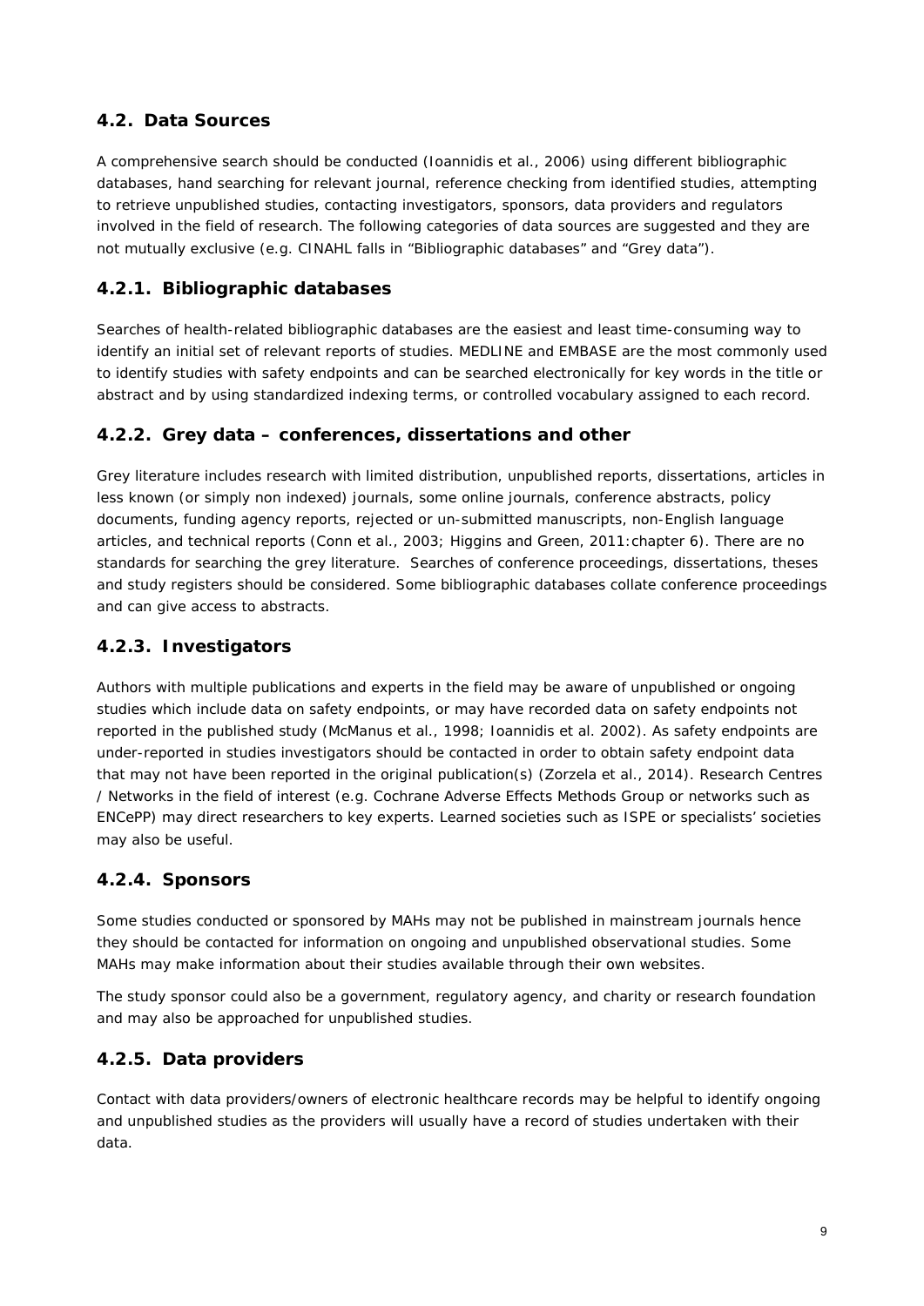## 4.2. Data Sources

A comprehensive search should be conducted (Ioannidis et al., 2006) using different bibliographic databases, hand searching for relevant journal, reference checking from identified studies, attempting to retrieve unpublished studies, contacting investigators, sponsors, data providers and regulators involved in the field of research. The following categories of data sources are suggested and they are not mutually exclusive (e.g. CINAHL falls in "Bibliographic databases" and "Grey data").

### 4.2.1. Bibliographic databases

Searches of health-related bibliographic databases are the easiest and least time-consuming way to identify an initial set of relevant reports of studies. MEDLINE and EMBASE are the most commonly used to identify studies with safety endpoints and can be searched electronically for key words in the title or abstract and by using standardized indexing terms, or controlled vocabulary assigned to each record.

### 4.2.2. Grey data – conferences, dissertations and other

Grey literature includes research with limited distribution, unpublished reports, dissertations, articles in less known (or simply non indexed) journals, some online journals, conference abstracts, policy documents, funding agency reports, rejected or un-submitted manuscripts, non-English language articles, and technical reports (Conn et al., 2003; Higgins and Green, 2011:chapter 6). There are no standards for searching the grey literature. Searches of conference proceedings, dissertations, theses and study registers should be considered. Some bibliographic databases collate conference proceedings and can give access to abstracts.

### 4.2.3. Investigators

Authors with multiple publications and experts in the field may be aware of unpublished or ongoing studies which include data on safety endpoints, or may have recorded data on safety endpoints not reported in the published study (McManus et al., 1998; Ioannidis et al. 2002). As safety endpoints are under-reported in studies investigators should be contacted in order to obtain safety endpoint data that may not have been reported in the original publication(s) (Zorzela et al., 2014). Research Centres / Networks in the field of interest (e.g. Cochrane Adverse Effects Methods Group or networks such as ENCePP) may direct researchers to key experts. Learned societies such as ISPE or specialists' societies may also be useful.

### 4.2.4. Sponsors

Some studies conducted or sponsored by MAHs may not be published in mainstream journals hence they should be contacted for information on ongoing and unpublished observational studies. Some MAHs may make information about their studies available through their own websites.

The study sponsor could also be a government, regulatory agency, and charity or research foundation and may also be approached for unpublished studies.

### 4.2.5. Data providers

Contact with data providers/owners of electronic healthcare records may be helpful to identify ongoing and unpublished studies as the providers will usually have a record of studies undertaken with their data.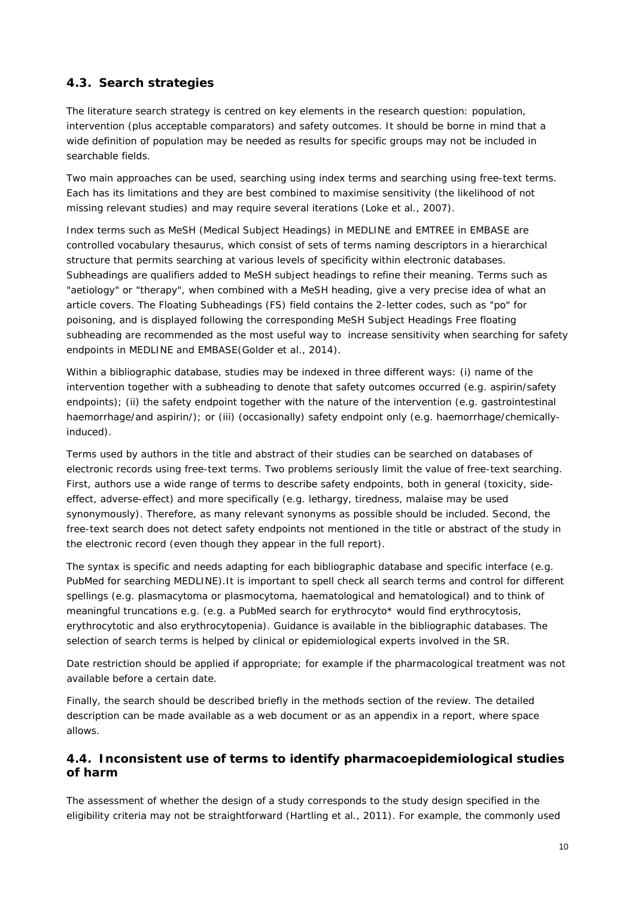## 4.3. Search strategies

The literature search strategy is centred on key elements in the research question: population, intervention (plus acceptable comparators) and safety outcomes. It should be borne in mind that a wide definition of population may be needed as results for specific groups may not be included in searchable fields.

Two main approaches can be used, searching using index terms and searching using free-text terms. Each has its limitations and they are best combined to maximise sensitivity (the likelihood of not missing relevant studies) and may require several iterations (Loke et al., 2007).

Index terms such as MeSH (Medical Subject Headings) in MEDLINE and EMTREE in EMBASE are controlled vocabulary thesaurus, which consist of sets of terms naming descriptors in a hierarchical structure that permits searching at various levels of specificity within electronic databases. Subheadings are qualifiers added to MeSH subject headings to refine their meaning. Terms such as "aetiology" or "therapy", when combined with a MeSH heading, give a very precise idea of what an article covers. The Floating Subheadings (FS) field contains the 2-letter codes, such as "po" for poisoning, and is displayed following the corresponding MeSH Subject Headings Free floating subheading are recommended as the most useful way to increase sensitivity when searching for safety endpoints in MEDLINE and EMBASE(Golder et al., 2014).

Within a bibliographic database, studies may be indexed in three different ways: (i) name of the intervention together with a subheading to denote that safety outcomes occurred (e.g. aspirin/safety endpoints); (ii) the safety endpoint together with the nature of the intervention (e.g. gastrointestinal haemorrhage/and aspirin/); or (iii) (occasionally) safety endpoint only (e.g. haemorrhage/chemically-induced).

Terms used by authors in the title and abstract of their studies can be searched on databases of electronic records using free-text terms. Two problems seriously limit the value of free-text searching. First, authors use a wide range of terms to describe safety endpoints, both in general (toxicity, side-effect, adverse-effect) and more specifically (e.g. lethargy, tiredness, malaise may be used synonymously). Therefore, as many relevant synonyms as possible should be included. Second, the free-text search does not detect safety endpoints not mentioned in the title or abstract of the study in the electronic record (even though they appear in the full report).

The syntax is specific and needs adapting for each bibliographic database and specific interface (e.g. PubMed for searching MEDLINE).It is important to spell check all search terms and control for different spellings (e.g. plasmacytoma or plasmocytoma, haematological and hematological) and to think of meaningful truncations e.g. (e.g. a PubMed search for erythrocyto* would find erythrocytosis, erythrocytotic and also erythrocytopenia). Guidance is available in the bibliographic databases. The selection of search terms is helped by clinical or epidemiological experts involved in the SR.

Date restriction should be applied if appropriate; for example if the pharmacological treatment was not available before a certain date.

Finally, the search should be described briefly in the methods section of the review. The detailed description can be made available as a web document or as an appendix in a report, where space allows.

## 4.4. Inconsistent use of terms to identify pharmacoepidemiological studies of harm

The assessment of whether the design of a study corresponds to the study design specified in the eligibility criteria may not be straightforward (Hartling et al., 2011). For example, the commonly used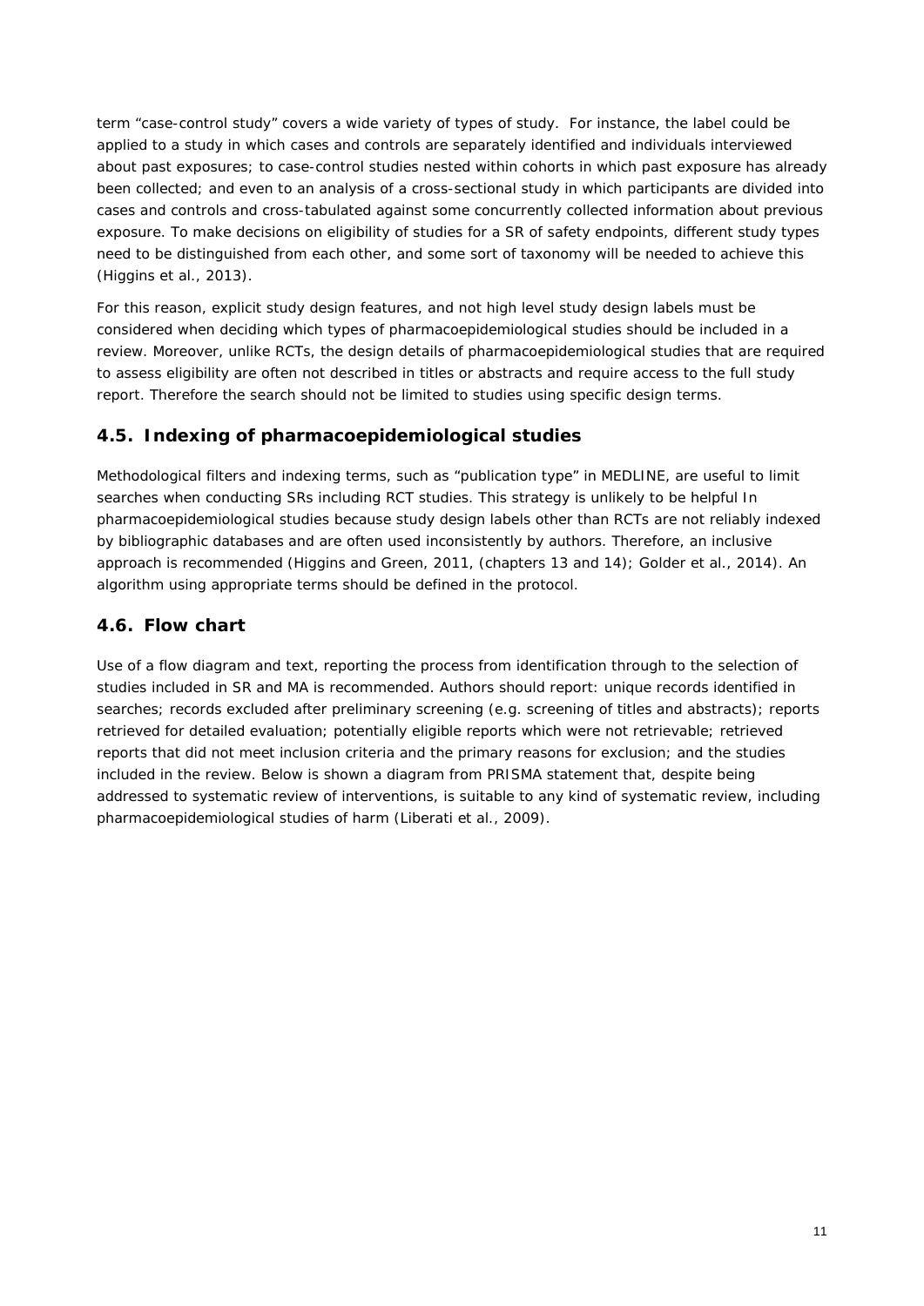term "case-control study" covers a wide variety of types of study. For instance, the label could be applied to a study in which cases and controls are separately identified and individuals interviewed about past exposures; to case-control studies nested within cohorts in which past exposure has already been collected; and even to an analysis of a cross-sectional study in which participants are divided into cases and controls and cross-tabulated against some concurrently collected information about previous exposure. To make decisions on eligibility of studies for a SR of safety endpoints, different study types need to be distinguished from each other, and some sort of taxonomy will be needed to achieve this (Higgins et al., 2013).

For this reason, explicit study design features, and not high level study design labels must be considered when deciding which types of pharmacoepidemiological studies should be included in a review. Moreover, unlike RCTs, the design details of pharmacoepidemiological studies that are required to assess eligibility are often not described in titles or abstracts and require access to the full study report. Therefore the search should not be limited to studies using specific design terms.

## 4.5. Indexing of pharmacoepidemiological studies

Methodological filters and indexing terms, such as "publication type" in MEDLINE, are useful to limit searches when conducting SRs including RCT studies. This strategy is unlikely to be helpful In pharmacoepidemiological studies because study design labels other than RCTs are not reliably indexed by bibliographic databases and are often used inconsistently by authors. Therefore, an inclusive approach is recommended (Higgins and Green, 2011, (chapters 13 and 14); Golder et al., 2014). An algorithm using appropriate terms should be defined in the protocol.

## 4.6. Flow chart

Use of a flow diagram and text, reporting the process from identification through to the selection of studies included in SR and MA is recommended. Authors should report: unique records identified in searches; records excluded after preliminary screening (e.g. screening of titles and abstracts); reports retrieved for detailed evaluation; potentially eligible reports which were not retrievable; retrieved reports that did not meet inclusion criteria and the primary reasons for exclusion; and the studies included in the review. Below is shown a diagram from PRISMA statement that, despite being addressed to systematic review of interventions, is suitable to any kind of systematic review, including pharmacoepidemiological studies of harm (Liberati et al., 2009).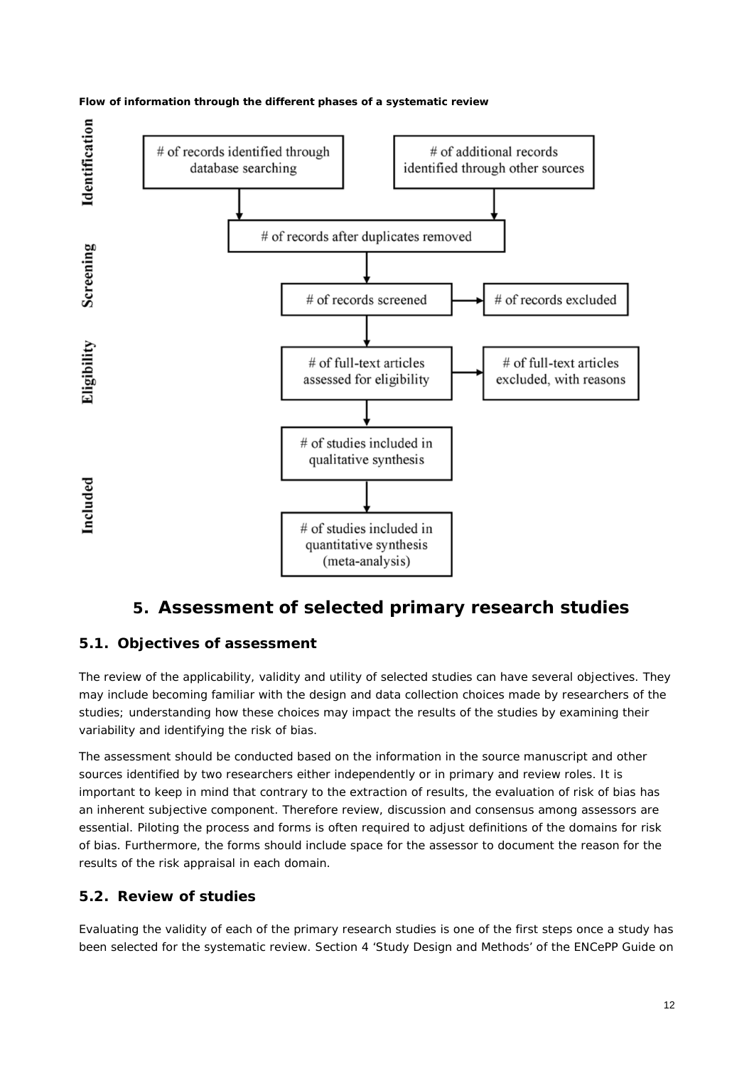**Flow of information through the different phases of a systematic review**

Identification

- # of records identified through database searching
- # of additional records identified through other sources

Screening

- # of records after duplicates removed
- # of records screened → # of records excluded

Eligibility

- # of full-text articles assessed for eligibility → # of full-text articles excluded, with reasons

Included

- # of studies included in qualitative synthesis
- # of studies included in quantitative synthesis (meta-analysis)

# 5. Assessment of selected primary research studies

## 5.1. Objectives of assessment

The review of the applicability, validity and utility of selected studies can have several objectives. They may include becoming familiar with the design and data collection choices made by researchers of the studies; understanding how these choices may impact the results of the studies by examining their variability and identifying the risk of bias.

The assessment should be conducted based on the information in the source manuscript and other sources identified by two researchers either independently or in primary and review roles. It is important to keep in mind that contrary to the extraction of results, the evaluation of risk of bias has an inherent subjective component. Therefore review, discussion and consensus among assessors are essential. Piloting the process and forms is often required to adjust definitions of the domains for risk of bias. Furthermore, the forms should include space for the assessor to document the reason for the results of the risk appraisal in each domain.

## 5.2. Review of studies

Evaluating the validity of each of the primary research studies is one of the first steps once a study has been selected for the systematic review. Section 4 'Study Design and Methods' of the ENCePP Guide on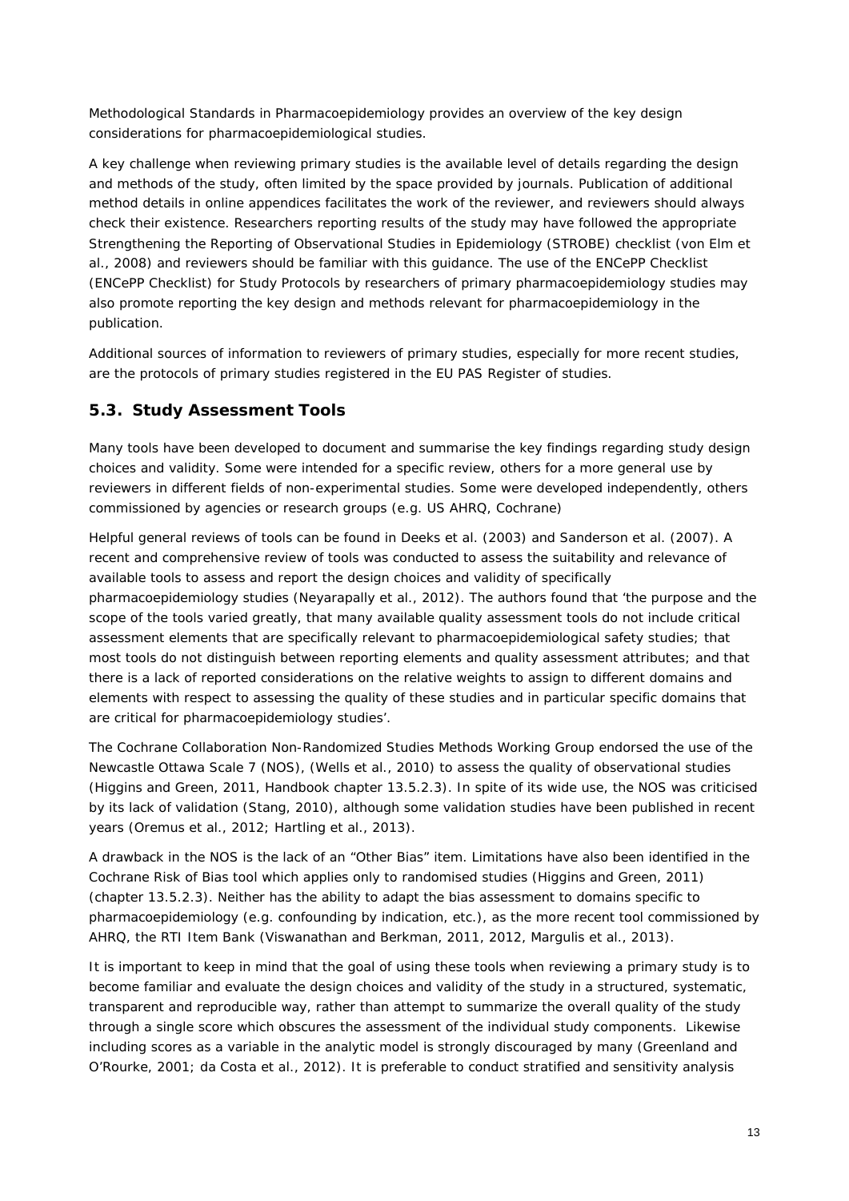Methodological Standards in Pharmacoepidemiology provides an overview of the key design considerations for pharmacoepidemiological studies.

A key challenge when reviewing primary studies is the available level of details regarding the design and methods of the study, often limited by the space provided by journals. Publication of additional method details in online appendices facilitates the work of the reviewer, and reviewers should always check their existence. Researchers reporting results of the study may have followed the appropriate Strengthening the Reporting of Observational Studies in Epidemiology (STROBE) checklist (von Elm et al., 2008) and reviewers should be familiar with this guidance. The use of the ENCePP Checklist (ENCePP Checklist) for Study Protocols by researchers of primary pharmacoepidemiology studies may also promote reporting the key design and methods relevant for pharmacoepidemiology in the publication.

Additional sources of information to reviewers of primary studies, especially for more recent studies, are the protocols of primary studies registered in the EU PAS Register of studies.

## 5.3. Study Assessment Tools

Many tools have been developed to document and summarise the key findings regarding study design choices and validity. Some were intended for a specific review, others for a more general use by reviewers in different fields of non-experimental studies. Some were developed independently, others commissioned by agencies or research groups (e.g. US AHRQ, Cochrane)

Helpful general reviews of tools can be found in Deeks et al. (2003) and Sanderson et al. (2007). A recent and comprehensive review of tools was conducted to assess the suitability and relevance of available tools to assess and report the design choices and validity of specifically pharmacoepidemiology studies (Neyarapally et al., 2012). The authors found that 'the purpose and the scope of the tools varied greatly, that many available quality assessment tools do not include critical assessment elements that are specifically relevant to pharmacoepidemiological safety studies; that most tools do not distinguish between reporting elements and quality assessment attributes; and that there is a lack of reported considerations on the relative weights to assign to different domains and elements with respect to assessing the quality of these studies and in particular specific domains that are critical for pharmacoepidemiology studies'.

The Cochrane Collaboration Non-Randomized Studies Methods Working Group endorsed the use of the Newcastle Ottawa Scale 7 (NOS), (Wells et al., 2010) to assess the quality of observational studies (Higgins and Green, 2011, Handbook chapter 13.5.2.3). In spite of its wide use, the NOS was criticised by its lack of validation (Stang, 2010), although some validation studies have been published in recent years (Oremus et al., 2012; Hartling et al., 2013).

A drawback in the NOS is the lack of an "Other Bias" item. Limitations have also been identified in the Cochrane Risk of Bias tool which applies only to randomised studies (Higgins and Green, 2011) (chapter 13.5.2.3). Neither has the ability to adapt the bias assessment to domains specific to pharmacoepidemiology (e.g. confounding by indication, etc.), as the more recent tool commissioned by AHRQ, the RTI Item Bank (Viswanathan and Berkman, 2011, 2012, Margulis et al., 2013).

It is important to keep in mind that the goal of using these tools when reviewing a primary study is to become familiar and evaluate the design choices and validity of the study in a structured, systematic, transparent and reproducible way, rather than attempt to summarize the overall quality of the study through a single score which obscures the assessment of the individual study components. Likewise including scores as a variable in the analytic model is strongly discouraged by many (Greenland and O'Rourke, 2001; da Costa et al., 2012). It is preferable to conduct stratified and sensitivity analysis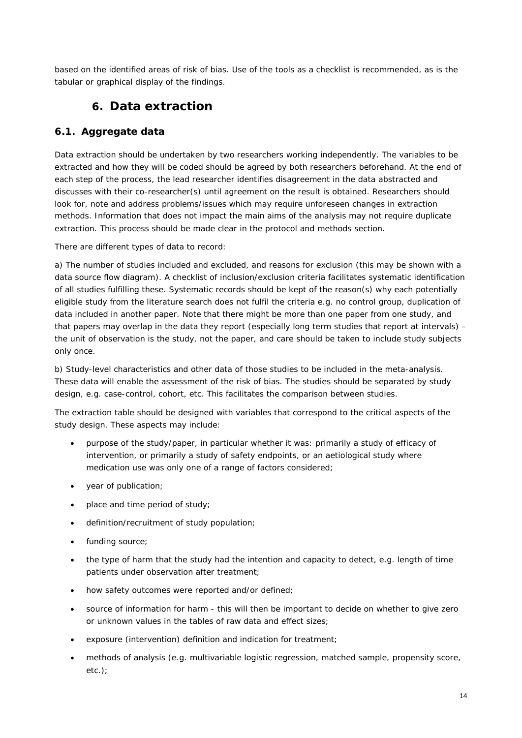based on the identified areas of risk of bias. Use of the tools as a checklist is recommended, as is the tabular or graphical display of the findings.

# 6. Data extraction

## 6.1. Aggregate data

Data extraction should be undertaken by two researchers working independently. The variables to be extracted and how they will be coded should be agreed by both researchers beforehand. At the end of each step of the process, the lead researcher identifies disagreement in the data abstracted and discusses with their co-researcher(s) until agreement on the result is obtained. Researchers should look for, note and address problems/issues which may require unforeseen changes in extraction methods. Information that does not impact the main aims of the analysis may not require duplicate extraction. This process should be made clear in the protocol and methods section.

There are different types of data to record:

a) The number of studies included and excluded, and reasons for exclusion (this may be shown with a data source flow diagram). A checklist of inclusion/exclusion criteria facilitates systematic identification of all studies fulfilling these. Systematic records should be kept of the reason(s) why each potentially eligible study from the literature search does not fulfil the criteria e.g. no control group, duplication of data included in another paper. Note that there might be more than one paper from one study, and that papers may overlap in the data they report (especially long term studies that report at intervals) – the unit of observation is the study, not the paper, and care should be taken to include study subjects only once.

b) Study-level characteristics and other data of those studies to be included in the meta-analysis. These data will enable the assessment of the risk of bias. The studies should be separated by study design, e.g. case-control, cohort, etc. This facilitates the comparison between studies.

The extraction table should be designed with variables that correspond to the critical aspects of the study design. These aspects may include:

- purpose of the study/paper, in particular whether it was: primarily a study of efficacy of intervention, or primarily a study of safety endpoints, or an aetiological study where medication use was only one of a range of factors considered;
- year of publication;
- place and time period of study;
- definition/recruitment of study population;
- funding source;
- the type of harm that the study had the intention and capacity to detect, e.g. length of time patients under observation after treatment;
- how safety outcomes were reported and/or defined;
- source of information for harm - this will then be important to decide on whether to give zero or unknown values in the tables of raw data and effect sizes;
- exposure (intervention) definition and indication for treatment;
- methods of analysis (e.g. multivariable logistic regression, matched sample, propensity score, etc.);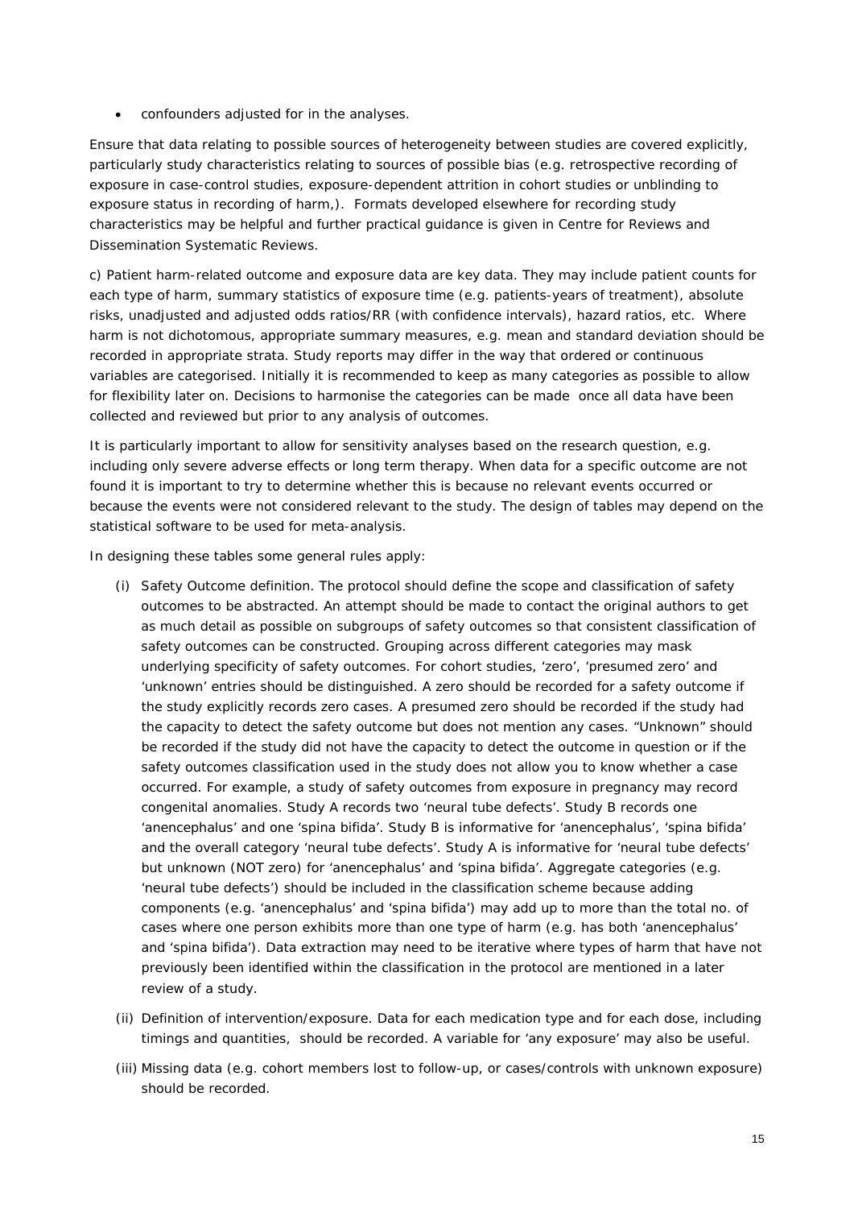- confounders adjusted for in the analyses.

Ensure that data relating to possible sources of heterogeneity between studies are covered explicitly, particularly study characteristics relating to sources of possible bias (e.g. retrospective recording of exposure in case-control studies, exposure-dependent attrition in cohort studies or unblinding to exposure status in recording of harm,). Formats developed elsewhere for recording study characteristics may be helpful and further practical guidance is given in Centre for Reviews and Dissemination Systematic Reviews.

c) Patient harm-related outcome and exposure data are key data. They may include patient counts for each type of harm, summary statistics of exposure time (e.g. patients-years of treatment), absolute risks, unadjusted and adjusted odds ratios/RR (with confidence intervals), hazard ratios, etc. Where harm is not dichotomous, appropriate summary measures, e.g. mean and standard deviation should be recorded in appropriate strata. Study reports may differ in the way that ordered or continuous variables are categorised. Initially it is recommended to keep as many categories as possible to allow for flexibility later on. Decisions to harmonise the categories can be made once all data have been collected and reviewed but prior to any analysis of outcomes.

It is particularly important to allow for sensitivity analyses based on the research question, e.g. including only severe adverse effects or long term therapy. When data for a specific outcome are not found it is important to try to determine whether this is because no relevant events occurred or because the events were not considered relevant to the study. The design of tables may depend on the statistical software to be used for meta-analysis.

In designing these tables some general rules apply:

(i) Safety Outcome definition. The protocol should define the scope and classification of safety outcomes to be abstracted. An attempt should be made to contact the original authors to get as much detail as possible on subgroups of safety outcomes so that consistent classification of safety outcomes can be constructed. Grouping across different categories may mask underlying specificity of safety outcomes. For cohort studies, 'zero', 'presumed zero' and 'unknown' entries should be distinguished. A zero should be recorded for a safety outcome if the study explicitly records zero cases. A presumed zero should be recorded if the study had the capacity to detect the safety outcome but does not mention any cases. "Unknown" should be recorded if the study did not have the capacity to detect the outcome in question or if the safety outcomes classification used in the study does not allow you to know whether a case occurred. For example, a study of safety outcomes from exposure in pregnancy may record congenital anomalies. Study A records two 'neural tube defects'. Study B records one 'anencephalus' and one 'spina bifida'. Study B is informative for 'anencephalus', 'spina bifida' and the overall category 'neural tube defects'. Study A is informative for 'neural tube defects' but unknown (NOT zero) for 'anencephalus' and 'spina bifida'. Aggregate categories (e.g. 'neural tube defects') should be included in the classification scheme because adding components (e.g. 'anencephalus' and 'spina bifida') may add up to more than the total no. of cases where one person exhibits more than one type of harm (e.g. has both 'anencephalus' and 'spina bifida'). Data extraction may need to be iterative where types of harm that have not previously been identified within the classification in the protocol are mentioned in a later review of a study.

(ii) Definition of intervention/exposure. Data for each medication type and for each dose, including timings and quantities, should be recorded. A variable for 'any exposure' may also be useful.

(iii) Missing data (e.g. cohort members lost to follow-up, or cases/controls with unknown exposure) should be recorded.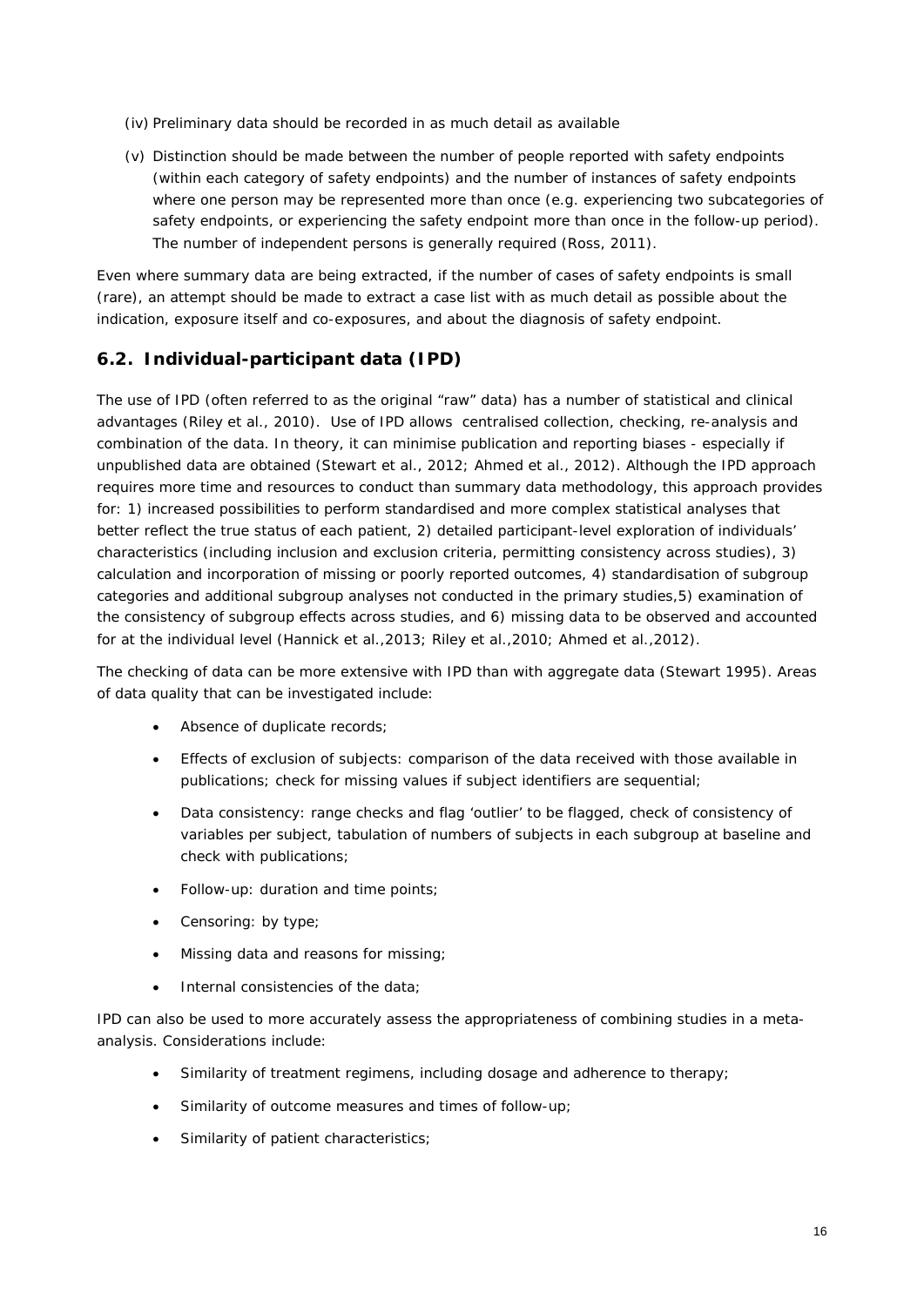(iv) Preliminary data should be recorded in as much detail as available

(v) Distinction should be made between the number of people reported with safety endpoints (within each category of safety endpoints) and the number of instances of safety endpoints where one person may be represented more than once (e.g. experiencing two subcategories of safety endpoints, or experiencing the safety endpoint more than once in the follow-up period). The number of independent persons is generally required (Ross, 2011).

Even where summary data are being extracted, if the number of cases of safety endpoints is small (rare), an attempt should be made to extract a case list with as much detail as possible about the indication, exposure itself and co-exposures, and about the diagnosis of safety endpoint.

## 6.2. Individual-participant data (IPD)

The use of IPD (often referred to as the original "raw" data) has a number of statistical and clinical advantages (Riley et al., 2010). Use of IPD allows centralised collection, checking, re-analysis and combination of the data. In theory, it can minimise publication and reporting biases - especially if unpublished data are obtained (Stewart et al., 2012; Ahmed et al., 2012). Although the IPD approach requires more time and resources to conduct than summary data methodology, this approach provides for: 1) increased possibilities to perform standardised and more complex statistical analyses that better reflect the true status of each patient, 2) detailed participant-level exploration of individuals' characteristics (including inclusion and exclusion criteria, permitting consistency across studies), 3) calculation and incorporation of missing or poorly reported outcomes, 4) standardisation of subgroup categories and additional subgroup analyses not conducted in the primary studies,5) examination of the consistency of subgroup effects across studies, and 6) missing data to be observed and accounted for at the individual level (Hannick et al.,2013; Riley et al.,2010; Ahmed et al.,2012).

The checking of data can be more extensive with IPD than with aggregate data (Stewart 1995). Areas of data quality that can be investigated include:

- Absence of duplicate records;
- Effects of exclusion of subjects: comparison of the data received with those available in publications; check for missing values if subject identifiers are sequential;
- Data consistency: range checks and flag 'outlier' to be flagged, check of consistency of variables per subject, tabulation of numbers of subjects in each subgroup at baseline and check with publications;
- Follow-up: duration and time points;
- Censoring: by type;
- Missing data and reasons for missing;
- Internal consistencies of the data;

IPD can also be used to more accurately assess the appropriateness of combining studies in a meta-analysis. Considerations include:

- Similarity of treatment regimens, including dosage and adherence to therapy;
- Similarity of outcome measures and times of follow-up;
- Similarity of patient characteristics;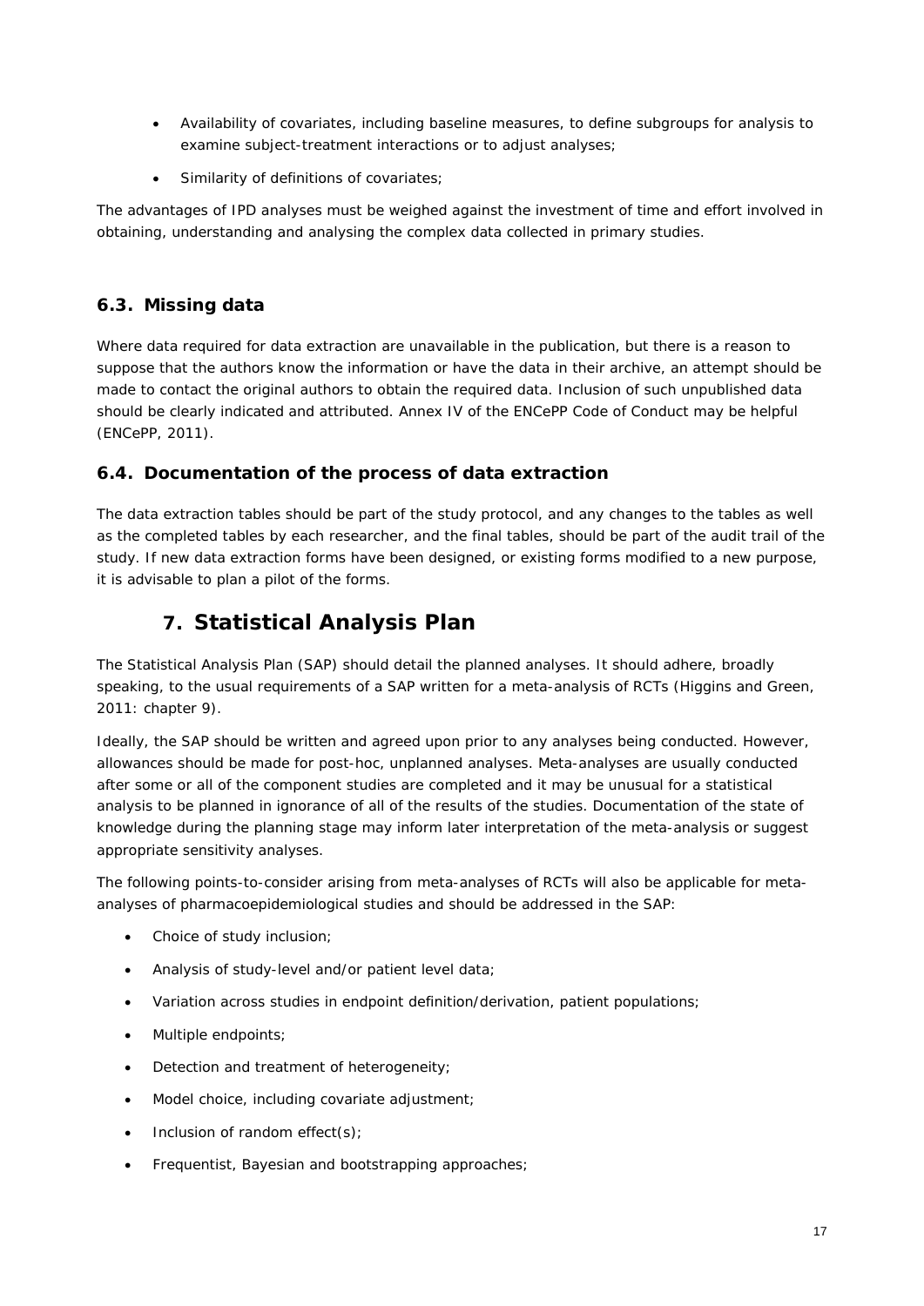- Availability of covariates, including baseline measures, to define subgroups for analysis to examine subject-treatment interactions or to adjust analyses;
- Similarity of definitions of covariates;

The advantages of IPD analyses must be weighed against the investment of time and effort involved in obtaining, understanding and analysing the complex data collected in primary studies.

### 6.3. Missing data

Where data required for data extraction are unavailable in the publication, but there is a reason to suppose that the authors know the information or have the data in their archive, an attempt should be made to contact the original authors to obtain the required data. Inclusion of such unpublished data should be clearly indicated and attributed. Annex IV of the ENCePP Code of Conduct may be helpful (ENCePP, 2011).

### 6.4. Documentation of the process of data extraction

The data extraction tables should be part of the study protocol, and any changes to the tables as well as the completed tables by each researcher, and the final tables, should be part of the audit trail of the study. If new data extraction forms have been designed, or existing forms modified to a new purpose, it is advisable to plan a pilot of the forms.

## 7. Statistical Analysis Plan

The Statistical Analysis Plan (SAP) should detail the planned analyses. It should adhere, broadly speaking, to the usual requirements of a SAP written for a meta-analysis of RCTs (Higgins and Green, 2011: chapter 9).

Ideally, the SAP should be written and agreed upon prior to any analyses being conducted. However, allowances should be made for post-hoc, unplanned analyses. Meta-analyses are usually conducted after some or all of the component studies are completed and it may be unusual for a statistical analysis to be planned in ignorance of all of the results of the studies. Documentation of the state of knowledge during the planning stage may inform later interpretation of the meta-analysis or suggest appropriate sensitivity analyses.

The following points-to-consider arising from meta-analyses of RCTs will also be applicable for meta-analyses of pharmacoepidemiological studies and should be addressed in the SAP:

- Choice of study inclusion;
- Analysis of study-level and/or patient level data;
- Variation across studies in endpoint definition/derivation, patient populations;
- Multiple endpoints;
- Detection and treatment of heterogeneity;
- Model choice, including covariate adjustment;
- Inclusion of random effect(s);
- Frequentist, Bayesian and bootstrapping approaches;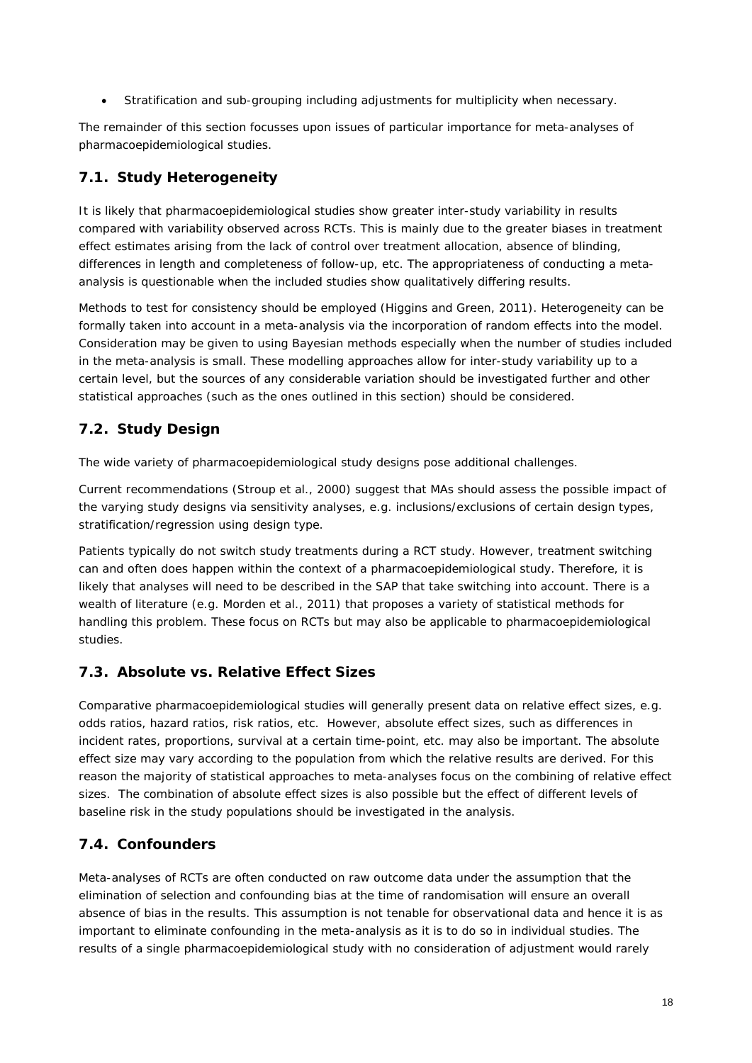- Stratification and sub-grouping including adjustments for multiplicity when necessary.

The remainder of this section focusses upon issues of particular importance for meta-analyses of pharmacoepidemiological studies.

## 7.1. Study Heterogeneity

It is likely that pharmacoepidemiological studies show greater inter-study variability in results compared with variability observed across RCTs. This is mainly due to the greater biases in treatment effect estimates arising from the lack of control over treatment allocation, absence of blinding, differences in length and completeness of follow-up, etc. The appropriateness of conducting a meta-analysis is questionable when the included studies show qualitatively differing results.

Methods to test for consistency should be employed (Higgins and Green, 2011). Heterogeneity can be formally taken into account in a meta-analysis via the incorporation of random effects into the model. Consideration may be given to using Bayesian methods especially when the number of studies included in the meta-analysis is small. These modelling approaches allow for inter-study variability up to a certain level, but the sources of any considerable variation should be investigated further and other statistical approaches (such as the ones outlined in this section) should be considered.

## 7.2. Study Design

The wide variety of pharmacoepidemiological study designs pose additional challenges.

Current recommendations (Stroup et al., 2000) suggest that MAs should assess the possible impact of the varying study designs via sensitivity analyses, e.g. inclusions/exclusions of certain design types, stratification/regression using design type.

Patients typically do not switch study treatments during a RCT study. However, treatment switching can and often does happen within the context of a pharmacoepidemiological study. Therefore, it is likely that analyses will need to be described in the SAP that take switching into account. There is a wealth of literature (e.g. Morden et al., 2011) that proposes a variety of statistical methods for handling this problem. These focus on RCTs but may also be applicable to pharmacoepidemiological studies.

## 7.3. Absolute vs. Relative Effect Sizes

Comparative pharmacoepidemiological studies will generally present data on relative effect sizes, e.g. odds ratios, hazard ratios, risk ratios, etc. However, absolute effect sizes, such as differences in incident rates, proportions, survival at a certain time-point, etc. may also be important. The absolute effect size may vary according to the population from which the relative results are derived. For this reason the majority of statistical approaches to meta-analyses focus on the combining of relative effect sizes. The combination of absolute effect sizes is also possible but the effect of different levels of baseline risk in the study populations should be investigated in the analysis.

## 7.4. Confounders

Meta-analyses of RCTs are often conducted on raw outcome data under the assumption that the elimination of selection and confounding bias at the time of randomisation will ensure an overall absence of bias in the results. This assumption is not tenable for observational data and hence it is as important to eliminate confounding in the meta-analysis as it is to do so in individual studies. The results of a single pharmacoepidemiological study with no consideration of adjustment would rarely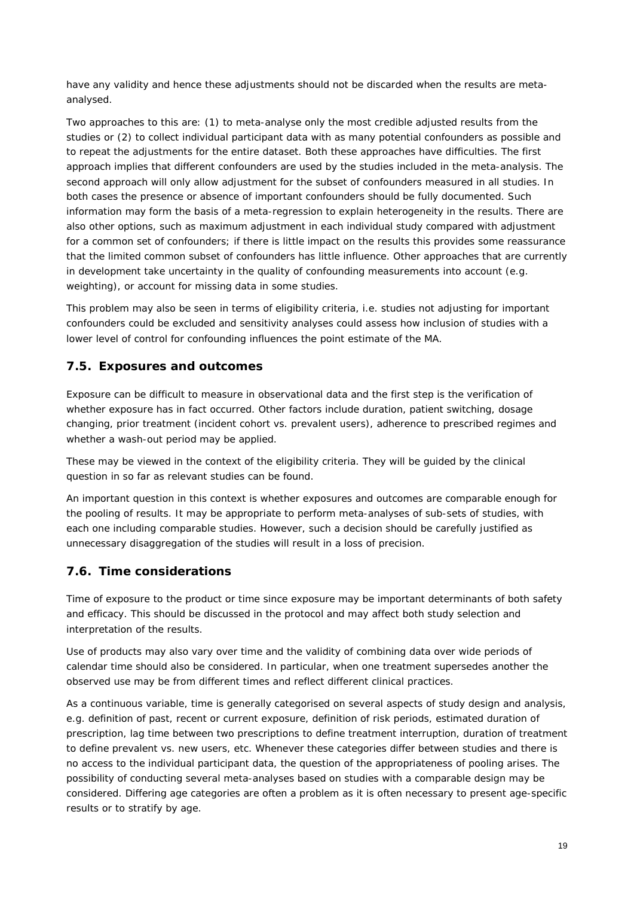have any validity and hence these adjustments should not be discarded when the results are meta-analysed.

Two approaches to this are: (1) to meta-analyse only the most credible adjusted results from the studies or (2) to collect individual participant data with as many potential confounders as possible and to repeat the adjustments for the entire dataset. Both these approaches have difficulties. The first approach implies that different confounders are used by the studies included in the meta-analysis. The second approach will only allow adjustment for the subset of confounders measured in all studies. In both cases the presence or absence of important confounders should be fully documented. Such information may form the basis of a meta-regression to explain heterogeneity in the results. There are also other options, such as maximum adjustment in each individual study compared with adjustment for a common set of confounders; if there is little impact on the results this provides some reassurance that the limited common subset of confounders has little influence. Other approaches that are currently in development take uncertainty in the quality of confounding measurements into account (e.g. weighting), or account for missing data in some studies.

This problem may also be seen in terms of eligibility criteria, i.e. studies not adjusting for important confounders could be excluded and sensitivity analyses could assess how inclusion of studies with a lower level of control for confounding influences the point estimate of the MA.

## 7.5. Exposures and outcomes

Exposure can be difficult to measure in observational data and the first step is the verification of whether exposure has in fact occurred. Other factors include duration, patient switching, dosage changing, prior treatment (incident cohort vs. prevalent users), adherence to prescribed regimes and whether a wash-out period may be applied.

These may be viewed in the context of the eligibility criteria. They will be guided by the clinical question in so far as relevant studies can be found.

An important question in this context is whether exposures and outcomes are comparable enough for the pooling of results. It may be appropriate to perform meta-analyses of sub-sets of studies, with each one including comparable studies. However, such a decision should be carefully justified as unnecessary disaggregation of the studies will result in a loss of precision.

## 7.6. Time considerations

Time of exposure to the product or time since exposure may be important determinants of both safety and efficacy. This should be discussed in the protocol and may affect both study selection and interpretation of the results.

Use of products may also vary over time and the validity of combining data over wide periods of calendar time should also be considered. In particular, when one treatment supersedes another the observed use may be from different times and reflect different clinical practices.

As a continuous variable, time is generally categorised on several aspects of study design and analysis, e.g. definition of past, recent or current exposure, definition of risk periods, estimated duration of prescription, lag time between two prescriptions to define treatment interruption, duration of treatment to define prevalent vs. new users, etc. Whenever these categories differ between studies and there is no access to the individual participant data, the question of the appropriateness of pooling arises. The possibility of conducting several meta-analyses based on studies with a comparable design may be considered. Differing age categories are often a problem as it is often necessary to present age-specific results or to stratify by age.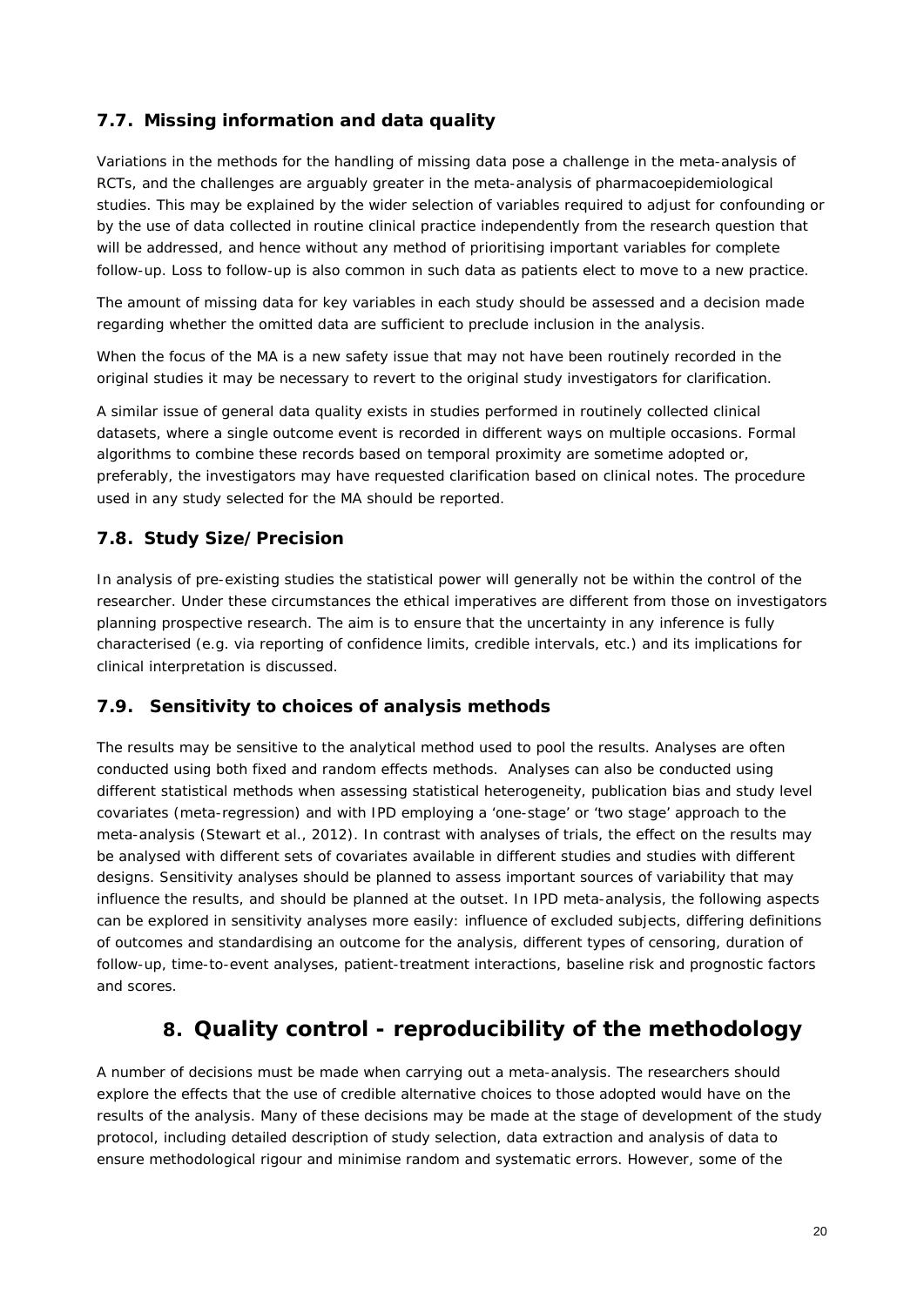### 7.7. Missing information and data quality

Variations in the methods for the handling of missing data pose a challenge in the meta-analysis of RCTs, and the challenges are arguably greater in the meta-analysis of pharmacoepidemiological studies. This may be explained by the wider selection of variables required to adjust for confounding or by the use of data collected in routine clinical practice independently from the research question that will be addressed, and hence without any method of prioritising important variables for complete follow-up. Loss to follow-up is also common in such data as patients elect to move to a new practice.

The amount of missing data for key variables in each study should be assessed and a decision made regarding whether the omitted data are sufficient to preclude inclusion in the analysis.

When the focus of the MA is a new safety issue that may not have been routinely recorded in the original studies it may be necessary to revert to the original study investigators for clarification.

A similar issue of general data quality exists in studies performed in routinely collected clinical datasets, where a single outcome event is recorded in different ways on multiple occasions. Formal algorithms to combine these records based on temporal proximity are sometime adopted or, preferably, the investigators may have requested clarification based on clinical notes. The procedure used in any study selected for the MA should be reported.

### 7.8. Study Size/Precision

In analysis of pre-existing studies the statistical power will generally not be within the control of the researcher. Under these circumstances the ethical imperatives are different from those on investigators planning prospective research. The aim is to ensure that the uncertainty in any inference is fully characterised (e.g. via reporting of confidence limits, credible intervals, etc.) and its implications for clinical interpretation is discussed.

### 7.9. Sensitivity to choices of analysis methods

The results may be sensitive to the analytical method used to pool the results. Analyses are often conducted using both fixed and random effects methods. Analyses can also be conducted using different statistical methods when assessing statistical heterogeneity, publication bias and study level covariates (meta-regression) and with IPD employing a 'one-stage' or 'two stage' approach to the meta-analysis (Stewart et al., 2012). In contrast with analyses of trials, the effect on the results may be analysed with different sets of covariates available in different studies and studies with different designs. Sensitivity analyses should be planned to assess important sources of variability that may influence the results, and should be planned at the outset. In IPD meta-analysis, the following aspects can be explored in sensitivity analyses more easily: influence of excluded subjects, differing definitions of outcomes and standardising an outcome for the analysis, different types of censoring, duration of follow-up, time-to-event analyses, patient-treatment interactions, baseline risk and prognostic factors and scores.

## 8. Quality control - reproducibility of the methodology

A number of decisions must be made when carrying out a meta-analysis. The researchers should explore the effects that the use of credible alternative choices to those adopted would have on the results of the analysis. Many of these decisions may be made at the stage of development of the study protocol, including detailed description of study selection, data extraction and analysis of data to ensure methodological rigour and minimise random and systematic errors. However, some of the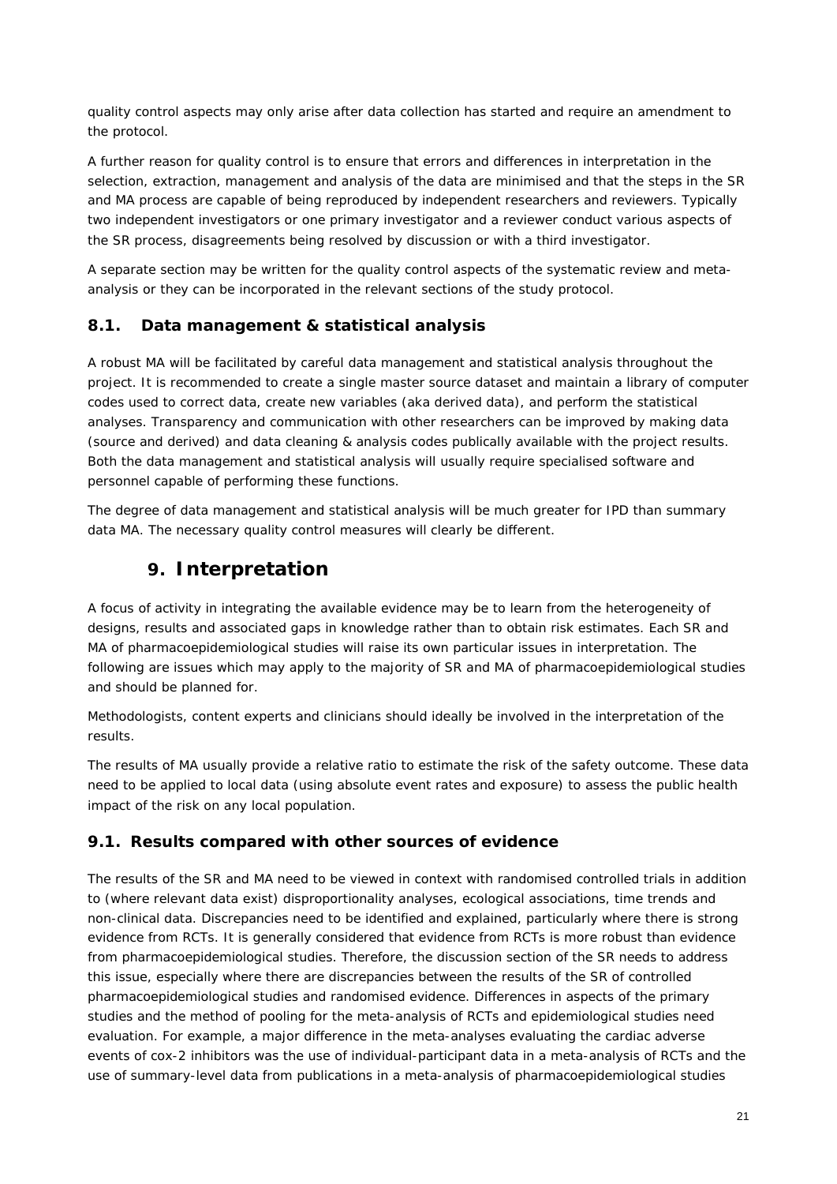quality control aspects may only arise after data collection has started and require an amendment to the protocol.

A further reason for quality control is to ensure that errors and differences in interpretation in the selection, extraction, management and analysis of the data are minimised and that the steps in the SR and MA process are capable of being reproduced by independent researchers and reviewers. Typically two independent investigators or one primary investigator and a reviewer conduct various aspects of the SR process, disagreements being resolved by discussion or with a third investigator.

A separate section may be written for the quality control aspects of the systematic review and meta-analysis or they can be incorporated in the relevant sections of the study protocol.

## 8.1. Data management & statistical analysis

A robust MA will be facilitated by careful data management and statistical analysis throughout the project. It is recommended to create a single master source dataset and maintain a library of computer codes used to correct data, create new variables (aka derived data), and perform the statistical analyses. Transparency and communication with other researchers can be improved by making data (source and derived) and data cleaning & analysis codes publically available with the project results. Both the data management and statistical analysis will usually require specialised software and personnel capable of performing these functions.

The degree of data management and statistical analysis will be much greater for IPD than summary data MA. The necessary quality control measures will clearly be different.

# 9. Interpretation

A focus of activity in integrating the available evidence may be to learn from the heterogeneity of designs, results and associated gaps in knowledge rather than to obtain risk estimates. Each SR and MA of pharmacoepidemiological studies will raise its own particular issues in interpretation. The following are issues which may apply to the majority of SR and MA of pharmacoepidemiological studies and should be planned for.

Methodologists, content experts and clinicians should ideally be involved in the interpretation of the results.

The results of MA usually provide a relative ratio to estimate the risk of the safety outcome. These data need to be applied to local data (using absolute event rates and exposure) to assess the public health impact of the risk on any local population.

## 9.1. Results compared with other sources of evidence

The results of the SR and MA need to be viewed in context with randomised controlled trials in addition to (where relevant data exist) disproportionality analyses, ecological associations, time trends and non-clinical data. Discrepancies need to be identified and explained, particularly where there is strong evidence from RCTs. It is generally considered that evidence from RCTs is more robust than evidence from pharmacoepidemiological studies. Therefore, the discussion section of the SR needs to address this issue, especially where there are discrepancies between the results of the SR of controlled pharmacoepidemiological studies and randomised evidence. Differences in aspects of the primary studies and the method of pooling for the meta-analysis of RCTs and epidemiological studies need evaluation. For example, a major difference in the meta-analyses evaluating the cardiac adverse events of cox-2 inhibitors was the use of individual-participant data in a meta-analysis of RCTs and the use of summary-level data from publications in a meta-analysis of pharmacoepidemiological studies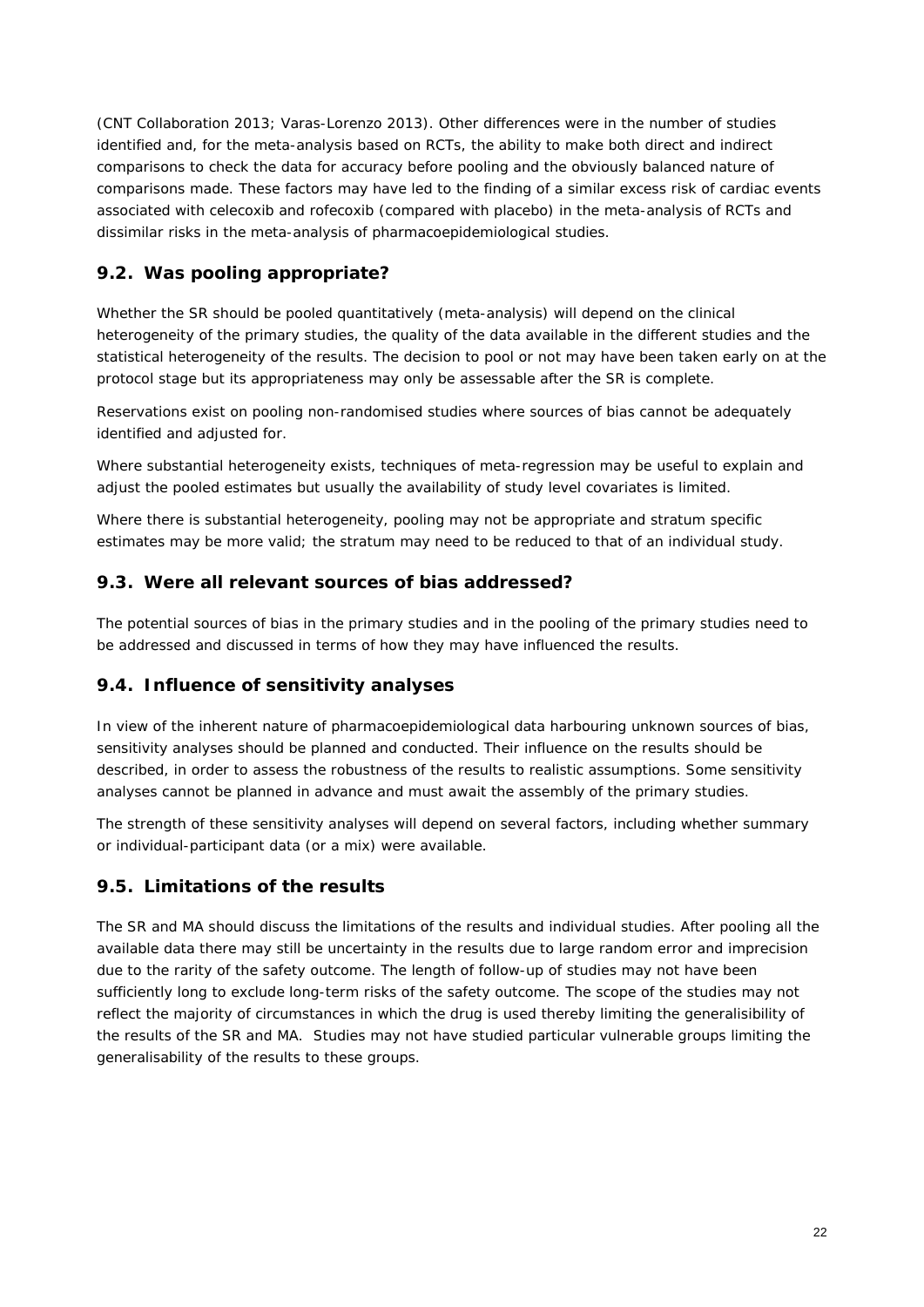(CNT Collaboration 2013; Varas-Lorenzo 2013). Other differences were in the number of studies identified and, for the meta-analysis based on RCTs, the ability to make both direct and indirect comparisons to check the data for accuracy before pooling and the obviously balanced nature of comparisons made. These factors may have led to the finding of a similar excess risk of cardiac events associated with celecoxib and rofecoxib (compared with placebo) in the meta-analysis of RCTs and dissimilar risks in the meta-analysis of pharmacoepidemiological studies.

## 9.2. Was pooling appropriate?

Whether the SR should be pooled quantitatively (meta-analysis) will depend on the clinical heterogeneity of the primary studies, the quality of the data available in the different studies and the statistical heterogeneity of the results. The decision to pool or not may have been taken early on at the protocol stage but its appropriateness may only be assessable after the SR is complete.

Reservations exist on pooling non-randomised studies where sources of bias cannot be adequately identified and adjusted for.

Where substantial heterogeneity exists, techniques of meta-regression may be useful to explain and adjust the pooled estimates but usually the availability of study level covariates is limited.

Where there is substantial heterogeneity, pooling may not be appropriate and stratum specific estimates may be more valid; the stratum may need to be reduced to that of an individual study.

## 9.3. Were all relevant sources of bias addressed?

The potential sources of bias in the primary studies and in the pooling of the primary studies need to be addressed and discussed in terms of how they may have influenced the results.

## 9.4. Influence of sensitivity analyses

In view of the inherent nature of pharmacoepidemiological data harbouring unknown sources of bias, sensitivity analyses should be planned and conducted. Their influence on the results should be described, in order to assess the robustness of the results to realistic assumptions. Some sensitivity analyses cannot be planned in advance and must await the assembly of the primary studies.

The strength of these sensitivity analyses will depend on several factors, including whether summary or individual-participant data (or a mix) were available.

## 9.5. Limitations of the results

The SR and MA should discuss the limitations of the results and individual studies. After pooling all the available data there may still be uncertainty in the results due to large random error and imprecision due to the rarity of the safety outcome. The length of follow-up of studies may not have been sufficiently long to exclude long-term risks of the safety outcome. The scope of the studies may not reflect the majority of circumstances in which the drug is used thereby limiting the generalisibility of the results of the SR and MA. Studies may not have studied particular vulnerable groups limiting the generalisability of the results to these groups.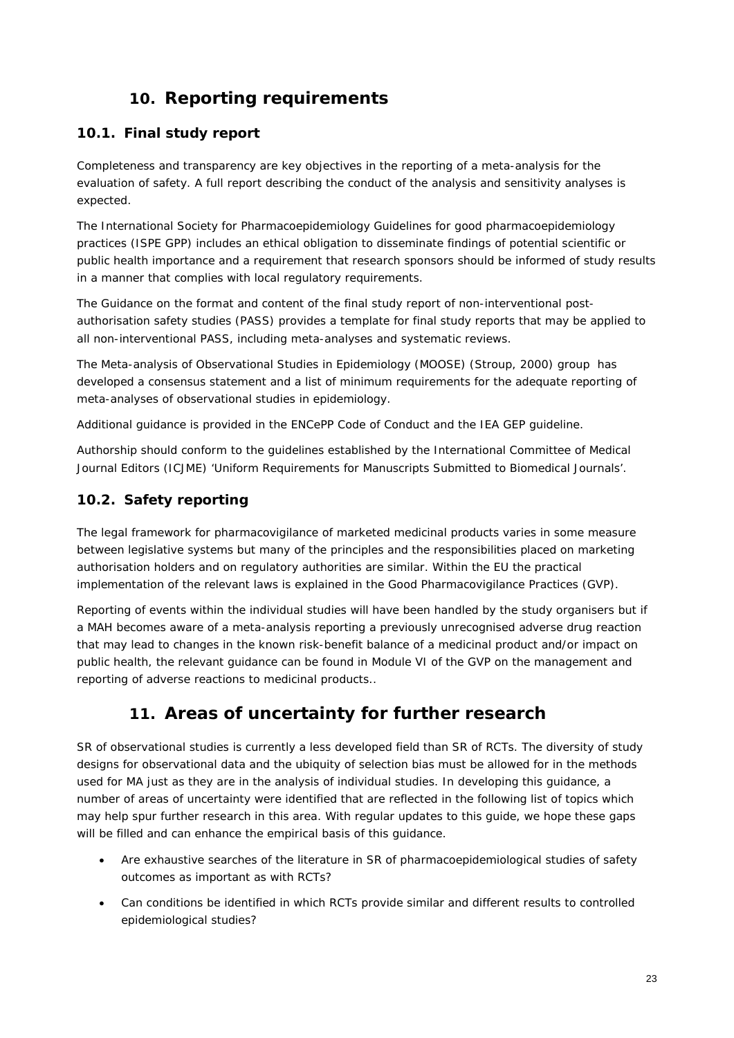# 10. Reporting requirements

## 10.1. Final study report

Completeness and transparency are key objectives in the reporting of a meta-analysis for the evaluation of safety. A full report describing the conduct of the analysis and sensitivity analyses is expected.

The International Society for Pharmacoepidemiology Guidelines for good pharmacoepidemiology practices (ISPE GPP) includes an ethical obligation to disseminate findings of potential scientific or public health importance and a requirement that research sponsors should be informed of study results in a manner that complies with local regulatory requirements.

The Guidance on the format and content of the final study report of non-interventional post-authorisation safety studies (PASS) provides a template for final study reports that may be applied to all non-interventional PASS, including meta-analyses and systematic reviews.

The Meta-analysis of Observational Studies in Epidemiology (MOOSE) (Stroup, 2000) group has developed a consensus statement and a list of minimum requirements for the adequate reporting of meta-analyses of observational studies in epidemiology.

Additional guidance is provided in the ENCePP Code of Conduct and the IEA GEP guideline.

Authorship should conform to the guidelines established by the International Committee of Medical Journal Editors (ICJME) 'Uniform Requirements for Manuscripts Submitted to Biomedical Journals'.

## 10.2. Safety reporting

The legal framework for pharmacovigilance of marketed medicinal products varies in some measure between legislative systems but many of the principles and the responsibilities placed on marketing authorisation holders and on regulatory authorities are similar. Within the EU the practical implementation of the relevant laws is explained in the Good Pharmacovigilance Practices (GVP).

Reporting of events within the individual studies will have been handled by the study organisers but if a MAH becomes aware of a meta-analysis reporting a previously unrecognised adverse drug reaction that may lead to changes in the known risk-benefit balance of a medicinal product and/or impact on public health, the relevant guidance can be found in Module VI of the GVP on the management and reporting of adverse reactions to medicinal products..

# 11. Areas of uncertainty for further research

SR of observational studies is currently a less developed field than SR of RCTs. The diversity of study designs for observational data and the ubiquity of selection bias must be allowed for in the methods used for MA just as they are in the analysis of individual studies. In developing this guidance, a number of areas of uncertainty were identified that are reflected in the following list of topics which may help spur further research in this area. With regular updates to this guide, we hope these gaps will be filled and can enhance the empirical basis of this guidance.

- Are exhaustive searches of the literature in SR of pharmacoepidemiological studies of safety outcomes as important as with RCTs?
- Can conditions be identified in which RCTs provide similar and different results to controlled epidemiological studies?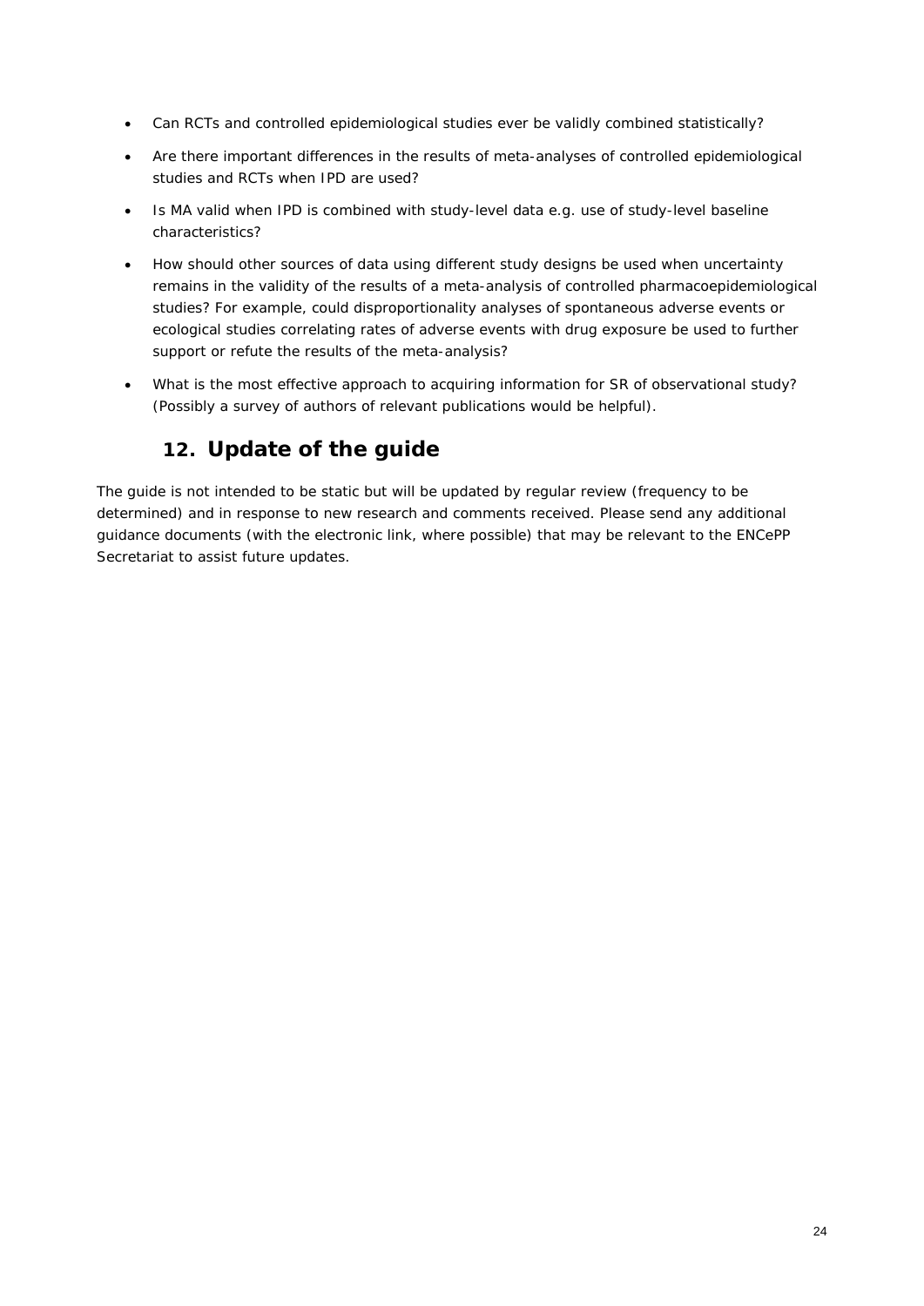- Can RCTs and controlled epidemiological studies ever be validly combined statistically?
- Are there important differences in the results of meta-analyses of controlled epidemiological studies and RCTs when IPD are used?
- Is MA valid when IPD is combined with study-level data e.g. use of study-level baseline characteristics?
- How should other sources of data using different study designs be used when uncertainty remains in the validity of the results of a meta-analysis of controlled pharmacoepidemiological studies? For example, could disproportionality analyses of spontaneous adverse events or ecological studies correlating rates of adverse events with drug exposure be used to further support or refute the results of the meta-analysis?
- What is the most effective approach to acquiring information for SR of observational study? (Possibly a survey of authors of relevant publications would be helpful).

## 12. Update of the guide

The guide is not intended to be static but will be updated by regular review (frequency to be determined) and in response to new research and comments received. Please send any additional guidance documents (with the electronic link, where possible) that may be relevant to the ENCePP Secretariat to assist future updates.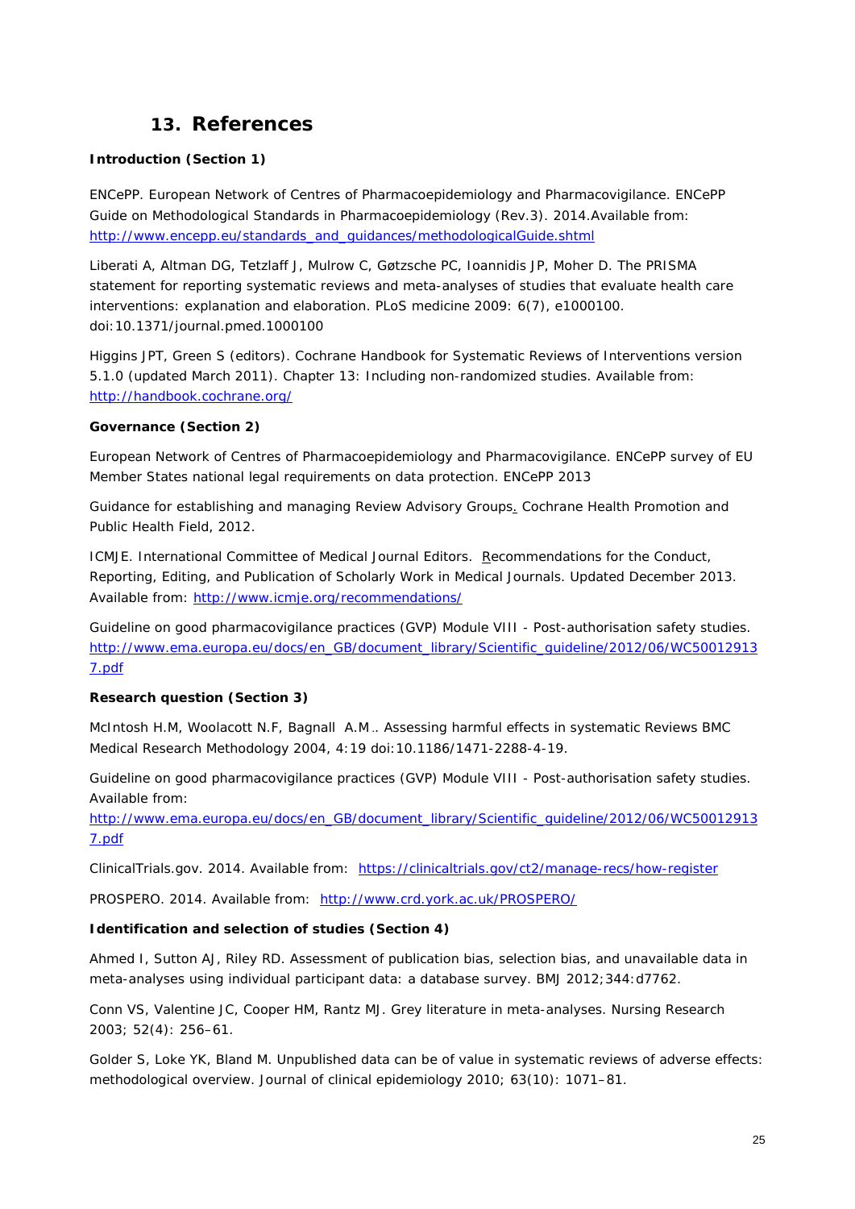# 13. References

**Introduction (Section 1)**

ENCePP. European Network of Centres of Pharmacoepidemiology and Pharmacovigilance. ENCePP Guide on Methodological Standards in Pharmacoepidemiology (Rev.3). 2014.Available from: http://www.encepp.eu/standards_and_guidances/methodologicalGuide.shtml

Liberati A, Altman DG, Tetzlaff J, Mulrow C, Gøtzsche PC, Ioannidis JP, Moher D. The PRISMA statement for reporting systematic reviews and meta-analyses of studies that evaluate health care interventions: explanation and elaboration. PLoS medicine 2009: 6(7), e1000100. doi:10.1371/journal.pmed.1000100

Higgins JPT, Green S (editors). Cochrane Handbook for Systematic Reviews of Interventions version 5.1.0 (updated March 2011). Chapter 13: Including non-randomized studies. Available from: http://handbook.cochrane.org/

**Governance (Section 2)**

European Network of Centres of Pharmacoepidemiology and Pharmacovigilance. ENCePP survey of EU Member States national legal requirements on data protection. ENCePP 2013

Guidance for establishing and managing Review Advisory Groups. Cochrane Health Promotion and Public Health Field, 2012.

ICMJE. International Committee of Medical Journal Editors. Recommendations for the Conduct, Reporting, Editing, and Publication of Scholarly Work in Medical Journals. Updated December 2013. Available from: http://www.icmje.org/recommendations/

Guideline on good pharmacovigilance practices (GVP) Module VIII - Post-authorisation safety studies. http://www.ema.europa.eu/docs/en_GB/document_library/Scientific_guideline/2012/06/WC500129137.pdf

**Research question (Section 3)**

McIntosh H.M, Woolacott N.F, Bagnall A.M.. Assessing harmful effects in systematic Reviews BMC Medical Research Methodology 2004, 4:19 doi:10.1186/1471-2288-4-19.

Guideline on good pharmacovigilance practices (GVP) Module VIII - Post-authorisation safety studies. Available from: http://www.ema.europa.eu/docs/en_GB/document_library/Scientific_guideline/2012/06/WC500129137.pdf

ClinicalTrials.gov. 2014. Available from: https://clinicaltrials.gov/ct2/manage-recs/how-register

PROSPERO. 2014. Available from: http://www.crd.york.ac.uk/PROSPERO/

**Identification and selection of studies (Section 4)**

Ahmed I, Sutton AJ, Riley RD. Assessment of publication bias, selection bias, and unavailable data in meta-analyses using individual participant data: a database survey. BMJ 2012;344:d7762.

Conn VS, Valentine JC, Cooper HM, Rantz MJ. Grey literature in meta-analyses. Nursing Research 2003; 52(4): 256–61.

Golder S, Loke YK, Bland M. Unpublished data can be of value in systematic reviews of adverse effects: methodological overview. Journal of clinical epidemiology 2010; 63(10): 1071–81.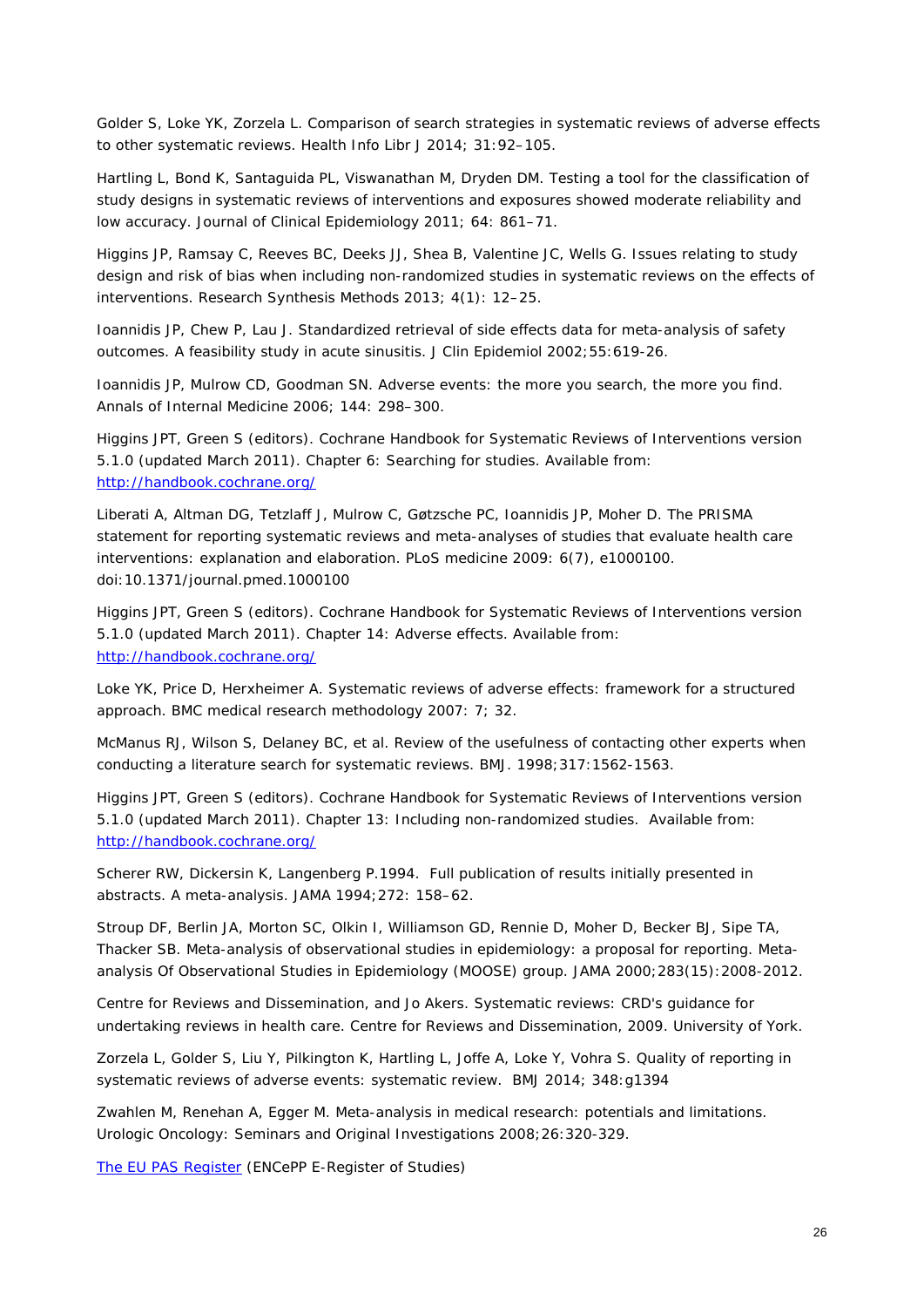Golder S, Loke YK, Zorzela L. Comparison of search strategies in systematic reviews of adverse effects to other systematic reviews. Health Info Libr J 2014; 31:92–105.

Hartling L, Bond K, Santaguida PL, Viswanathan M, Dryden DM. Testing a tool for the classification of study designs in systematic reviews of interventions and exposures showed moderate reliability and low accuracy. Journal of Clinical Epidemiology 2011; 64: 861–71.

Higgins JP, Ramsay C, Reeves BC, Deeks JJ, Shea B, Valentine JC, Wells G. Issues relating to study design and risk of bias when including non-randomized studies in systematic reviews on the effects of interventions. Research Synthesis Methods 2013; 4(1): 12–25.

Ioannidis JP, Chew P, Lau J. Standardized retrieval of side effects data for meta-analysis of safety outcomes. A feasibility study in acute sinusitis. J Clin Epidemiol 2002;55:619-26.

Ioannidis JP, Mulrow CD, Goodman SN. Adverse events: the more you search, the more you find. Annals of Internal Medicine 2006; 144: 298–300.

Higgins JPT, Green S (editors). Cochrane Handbook for Systematic Reviews of Interventions version 5.1.0 (updated March 2011). Chapter 6: Searching for studies. Available from: [http://handbook.cochrane.org/](http://handbook.cochrane.org/)

Liberati A, Altman DG, Tetzlaff J, Mulrow C, Gøtzsche PC, Ioannidis JP, Moher D. The PRISMA statement for reporting systematic reviews and meta-analyses of studies that evaluate health care interventions: explanation and elaboration. PLoS medicine 2009: 6(7), e1000100. doi:10.1371/journal.pmed.1000100

Higgins JPT, Green S (editors). Cochrane Handbook for Systematic Reviews of Interventions version 5.1.0 (updated March 2011). Chapter 14: Adverse effects. Available from: [http://handbook.cochrane.org/](http://handbook.cochrane.org/)

Loke YK, Price D, Herxheimer A. Systematic reviews of adverse effects: framework for a structured approach. BMC medical research methodology 2007: 7; 32.

McManus RJ, Wilson S, Delaney BC, et al. Review of the usefulness of contacting other experts when conducting a literature search for systematic reviews. BMJ. 1998;317:1562-1563.

Higgins JPT, Green S (editors). Cochrane Handbook for Systematic Reviews of Interventions version 5.1.0 (updated March 2011). Chapter 13: Including non-randomized studies. Available from: [http://handbook.cochrane.org/](http://handbook.cochrane.org/)

Scherer RW, Dickersin K, Langenberg P.1994. Full publication of results initially presented in abstracts. A meta-analysis. JAMA 1994;272: 158–62.

Stroup DF, Berlin JA, Morton SC, Olkin I, Williamson GD, Rennie D, Moher D, Becker BJ, Sipe TA, Thacker SB. Meta-analysis of observational studies in epidemiology: a proposal for reporting. Meta-analysis Of Observational Studies in Epidemiology (MOOSE) group. JAMA 2000;283(15):2008-2012.

Centre for Reviews and Dissemination, and Jo Akers. Systematic reviews: CRD's guidance for undertaking reviews in health care. Centre for Reviews and Dissemination, 2009. University of York.

Zorzela L, Golder S, Liu Y, Pilkington K, Hartling L, Joffe A, Loke Y, Vohra S. Quality of reporting in systematic reviews of adverse events: systematic review. BMJ 2014; 348:g1394

Zwahlen M, Renehan A, Egger M. Meta-analysis in medical research: potentials and limitations. Urologic Oncology: Seminars and Original Investigations 2008;26:320-329.

The EU PAS Register (ENCePP E-Register of Studies)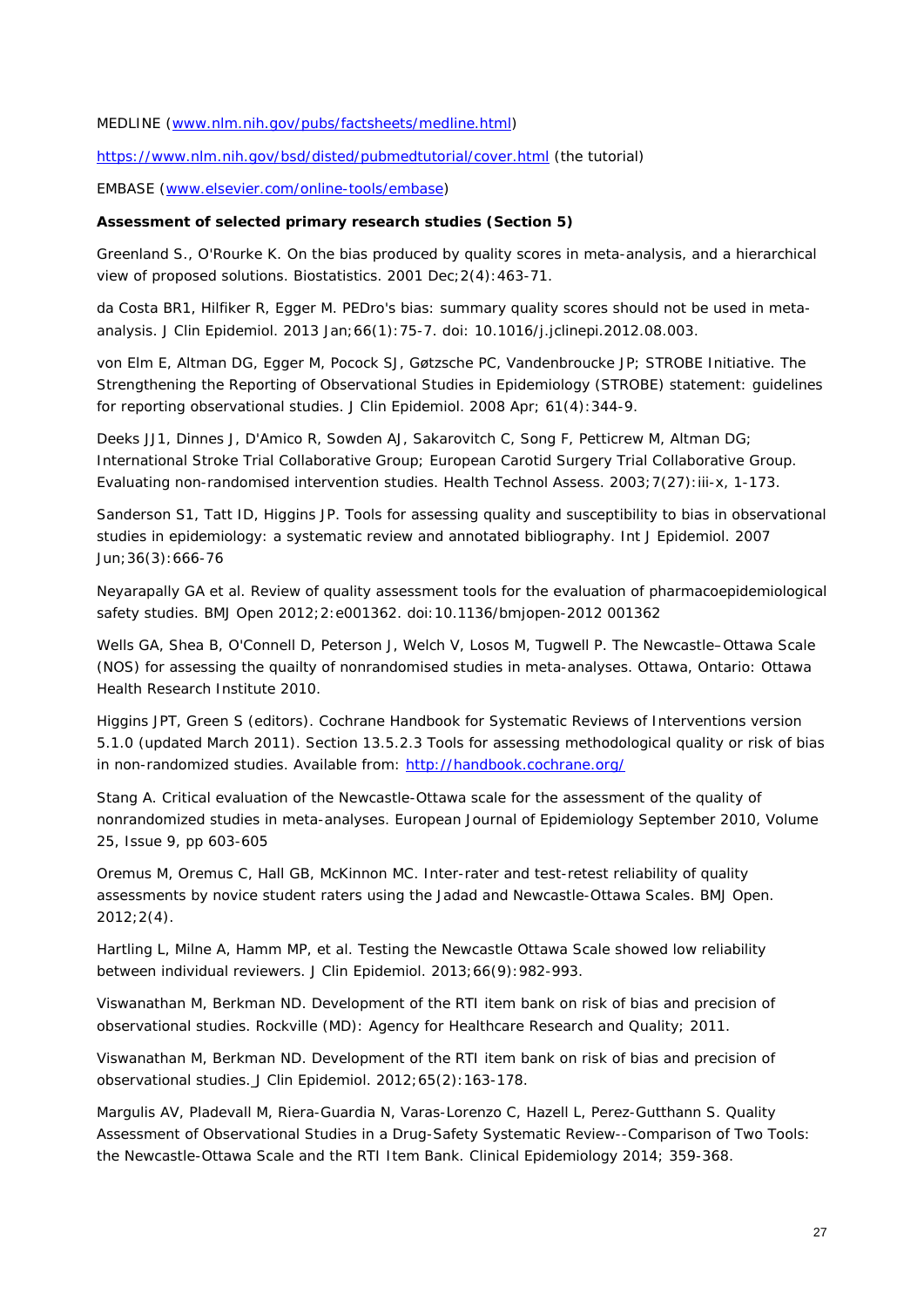MEDLINE ([www.nlm.nih.gov/pubs/factsheets/medline.html](www.nlm.nih.gov/pubs/factsheets/medline.html))

[https://www.nlm.nih.gov/bsd/disted/pubmedtutorial/cover.html](https://www.nlm.nih.gov/bsd/disted/pubmedtutorial/cover.html) (the tutorial)

EMBASE ([www.elsevier.com/online-tools/embase](www.elsevier.com/online-tools/embase))

**Assessment of selected primary research studies (Section 5)**

Greenland S., O'Rourke K. On the bias produced by quality scores in meta-analysis, and a hierarchical view of proposed solutions. Biostatistics. 2001 Dec;2(4):463-71.

da Costa BR1, Hilfiker R, Egger M. PEDro's bias: summary quality scores should not be used in meta-analysis. J Clin Epidemiol. 2013 Jan;66(1):75-7. doi: 10.1016/j.jclinepi.2012.08.003.

von Elm E, Altman DG, Egger M, Pocock SJ, Gøtzsche PC, Vandenbroucke JP; STROBE Initiative. The Strengthening the Reporting of Observational Studies in Epidemiology (STROBE) statement: guidelines for reporting observational studies. J Clin Epidemiol. 2008 Apr; 61(4):344-9.

Deeks JJ1, Dinnes J, D'Amico R, Sowden AJ, Sakarovitch C, Song F, Petticrew M, Altman DG; International Stroke Trial Collaborative Group; European Carotid Surgery Trial Collaborative Group. Evaluating non-randomised intervention studies. Health Technol Assess. 2003;7(27):iii-x, 1-173.

Sanderson S1, Tatt ID, Higgins JP. Tools for assessing quality and susceptibility to bias in observational studies in epidemiology: a systematic review and annotated bibliography. Int J Epidemiol. 2007 Jun;36(3):666-76

Neyarapally GA et al. Review of quality assessment tools for the evaluation of pharmacoepidemiological safety studies. BMJ Open 2012;2:e001362. doi:10.1136/bmjopen-2012 001362

Wells GA, Shea B, O'Connell D, Peterson J, Welch V, Losos M, Tugwell P. The Newcastle–Ottawa Scale (NOS) for assessing the quailty of nonrandomised studies in meta-analyses. Ottawa, Ontario: Ottawa Health Research Institute 2010.

Higgins JPT, Green S (editors). Cochrane Handbook for Systematic Reviews of Interventions version 5.1.0 (updated March 2011). Section 13.5.2.3 Tools for assessing methodological quality or risk of bias in non-randomized studies. Available from: [http://handbook.cochrane.org/](http://handbook.cochrane.org/)

Stang A. Critical evaluation of the Newcastle-Ottawa scale for the assessment of the quality of nonrandomized studies in meta-analyses. European Journal of Epidemiology September 2010, Volume 25, Issue 9, pp 603-605

Oremus M, Oremus C, Hall GB, McKinnon MC. Inter-rater and test-retest reliability of quality assessments by novice student raters using the Jadad and Newcastle-Ottawa Scales. BMJ Open. 2012;2(4).

Hartling L, Milne A, Hamm MP, et al. Testing the Newcastle Ottawa Scale showed low reliability between individual reviewers. J Clin Epidemiol. 2013;66(9):982-993.

Viswanathan M, Berkman ND. Development of the RTI item bank on risk of bias and precision of observational studies. Rockville (MD): Agency for Healthcare Research and Quality; 2011.

Viswanathan M, Berkman ND. Development of the RTI item bank on risk of bias and precision of observational studies. J Clin Epidemiol. 2012;65(2):163-178.

Margulis AV, Pladevall M, Riera-Guardia N, Varas-Lorenzo C, Hazell L, Perez-Gutthann S. Quality Assessment of Observational Studies in a Drug-Safety Systematic Review--Comparison of Two Tools: the Newcastle-Ottawa Scale and the RTI Item Bank. Clinical Epidemiology 2014; 359-368.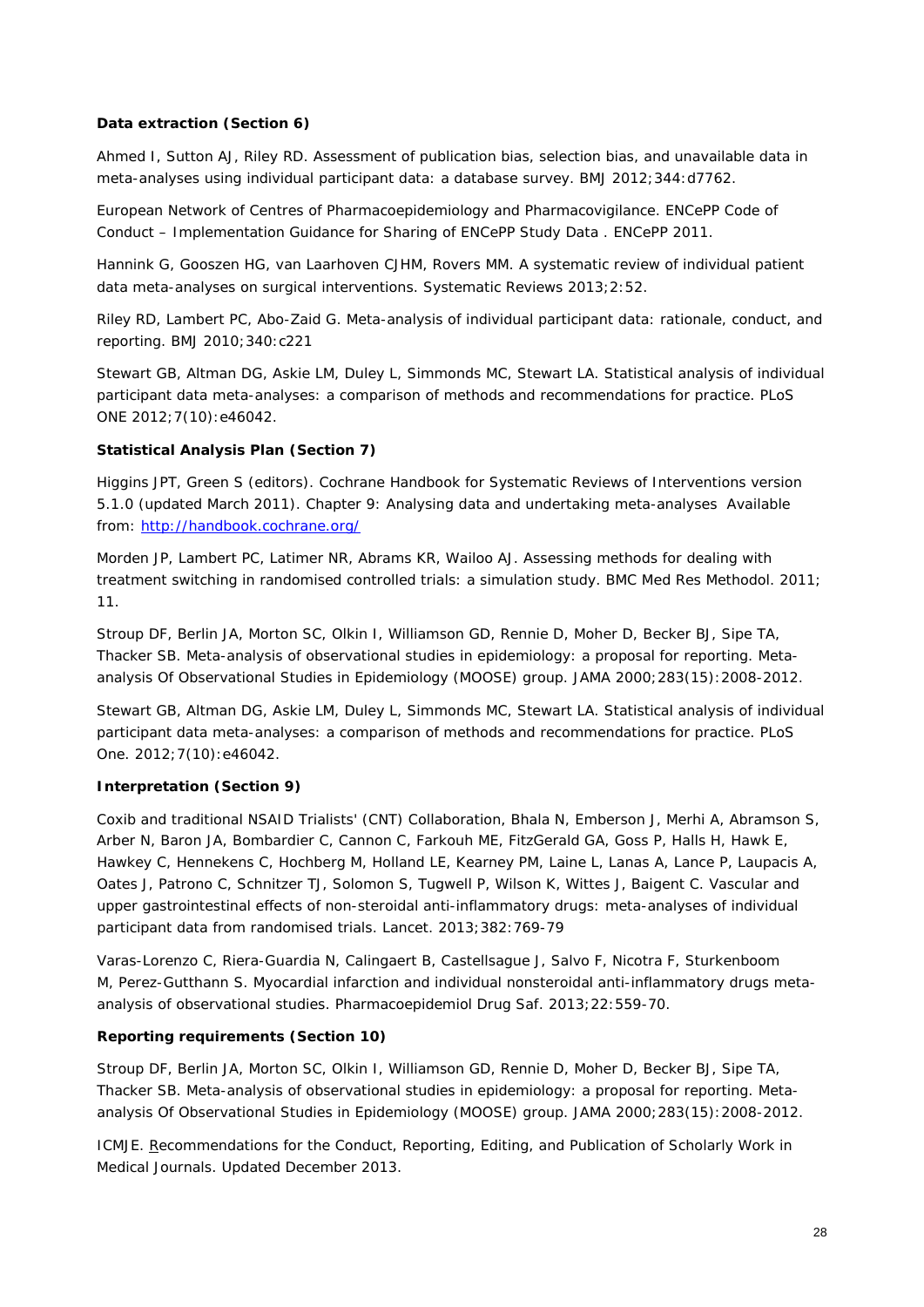**Data extraction (Section 6)**

Ahmed I, Sutton AJ, Riley RD. Assessment of publication bias, selection bias, and unavailable data in meta-analyses using individual participant data: a database survey. BMJ 2012;344:d7762.

European Network of Centres of Pharmacoepidemiology and Pharmacovigilance. ENCePP Code of Conduct – Implementation Guidance for Sharing of ENCePP Study Data . ENCePP 2011.

Hannink G, Gooszen HG, van Laarhoven CJHM, Rovers MM. A systematic review of individual patient data meta-analyses on surgical interventions. Systematic Reviews 2013;2:52.

Riley RD, Lambert PC, Abo-Zaid G. Meta-analysis of individual participant data: rationale, conduct, and reporting. BMJ 2010;340:c221

Stewart GB, Altman DG, Askie LM, Duley L, Simmonds MC, Stewart LA. Statistical analysis of individual participant data meta-analyses: a comparison of methods and recommendations for practice. PLoS ONE 2012;7(10):e46042.

**Statistical Analysis Plan (Section 7)**

Higgins JPT, Green S (editors). Cochrane Handbook for Systematic Reviews of Interventions version 5.1.0 (updated March 2011). Chapter 9: Analysing data and undertaking meta-analyses Available from: [http://handbook.cochrane.org/](http://handbook.cochrane.org/)

Morden JP, Lambert PC, Latimer NR, Abrams KR, Wailoo AJ. Assessing methods for dealing with treatment switching in randomised controlled trials: a simulation study. BMC Med Res Methodol. 2011; 11.

Stroup DF, Berlin JA, Morton SC, Olkin I, Williamson GD, Rennie D, Moher D, Becker BJ, Sipe TA, Thacker SB. Meta-analysis of observational studies in epidemiology: a proposal for reporting. Meta-analysis Of Observational Studies in Epidemiology (MOOSE) group. JAMA 2000;283(15):2008-2012.

Stewart GB, Altman DG, Askie LM, Duley L, Simmonds MC, Stewart LA. Statistical analysis of individual participant data meta-analyses: a comparison of methods and recommendations for practice. PLoS One. 2012;7(10):e46042.

**Interpretation (Section 9)**

Coxib and traditional NSAID Trialists' (CNT) Collaboration, Bhala N, Emberson J, Merhi A, Abramson S, Arber N, Baron JA, Bombardier C, Cannon C, Farkouh ME, FitzGerald GA, Goss P, Halls H, Hawk E, Hawkey C, Hennekens C, Hochberg M, Holland LE, Kearney PM, Laine L, Lanas A, Lance P, Laupacis A, Oates J, Patrono C, Schnitzer TJ, Solomon S, Tugwell P, Wilson K, Wittes J, Baigent C. Vascular and upper gastrointestinal effects of non-steroidal anti-inflammatory drugs: meta-analyses of individual participant data from randomised trials. Lancet. 2013;382:769-79

Varas-Lorenzo C, Riera-Guardia N, Calingaert B, Castellsague J, Salvo F, Nicotra F, Sturkenboom M, Perez-Gutthann S. Myocardial infarction and individual nonsteroidal anti-inflammatory drugs meta-analysis of observational studies. Pharmacoepidemiol Drug Saf. 2013;22:559-70.

**Reporting requirements (Section 10)**

Stroup DF, Berlin JA, Morton SC, Olkin I, Williamson GD, Rennie D, Moher D, Becker BJ, Sipe TA, Thacker SB. Meta-analysis of observational studies in epidemiology: a proposal for reporting. Meta-analysis Of Observational Studies in Epidemiology (MOOSE) group. JAMA 2000;283(15):2008-2012.

ICMJE. Recommendations for the Conduct, Reporting, Editing, and Publication of Scholarly Work in Medical Journals. Updated December 2013.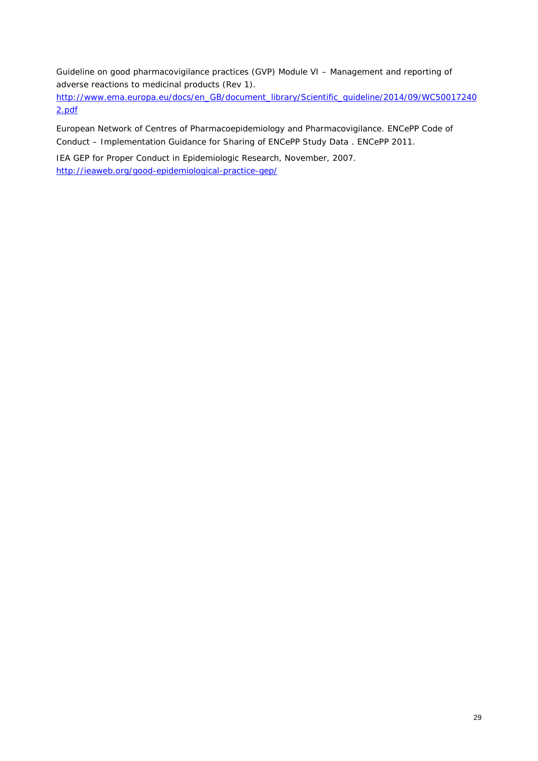Guideline on good pharmacovigilance practices (GVP) Module VI – Management and reporting of adverse reactions to medicinal products (Rev 1).
http://www.ema.europa.eu/docs/en_GB/document_library/Scientific_guideline/2014/09/WC500172402.pdf

European Network of Centres of Pharmacoepidemiology and Pharmacovigilance. ENCePP Code of Conduct – Implementation Guidance for Sharing of ENCePP Study Data . ENCePP 2011.

IEA GEP for Proper Conduct in Epidemiologic Research, November, 2007.
http://ieaweb.org/good-epidemiological-practice-gep/